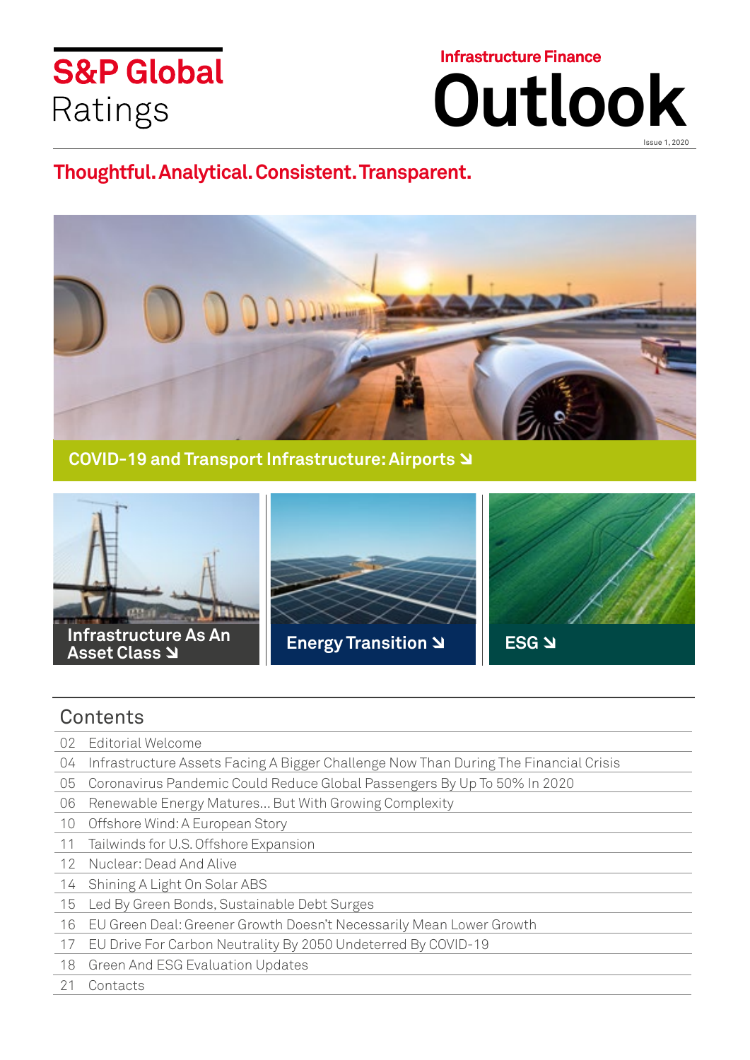S&P Global
Ratings

Infrastructure Finance

# Outlook

Issue 1, 2020

**Thoughtful. Analytical. Consistent. Transparent.**

**COVID-19 and Transport Infrastructure: Airports ↘**

**Infrastructure As An Asset Class ↘**

**Energy Transition ↘**

**ESG ↘**

## Contents

| | |
|---|---|
| 02 | Editorial Welcome |
| 04 | Infrastructure Assets Facing A Bigger Challenge Now Than During The Financial Crisis |
| 05 | Coronavirus Pandemic Could Reduce Global Passengers By Up To 50% In 2020 |
| 06 | Renewable Energy Matures... But With Growing Complexity |
| 10 | Offshore Wind: A European Story |
| 11 | Tailwinds for U.S. Offshore Expansion |
| 12 | Nuclear: Dead And Alive |
| 14 | Shining A Light On Solar ABS |
| 15 | Led By Green Bonds, Sustainable Debt Surges |
| 16 | EU Green Deal: Greener Growth Doesn't Necessarily Mean Lower Growth |
| 17 | EU Drive For Carbon Neutrality By 2050 Undeterred By COVID-19 |
| 18 | Green And ESG Evaluation Updates |
| 21 | Contacts |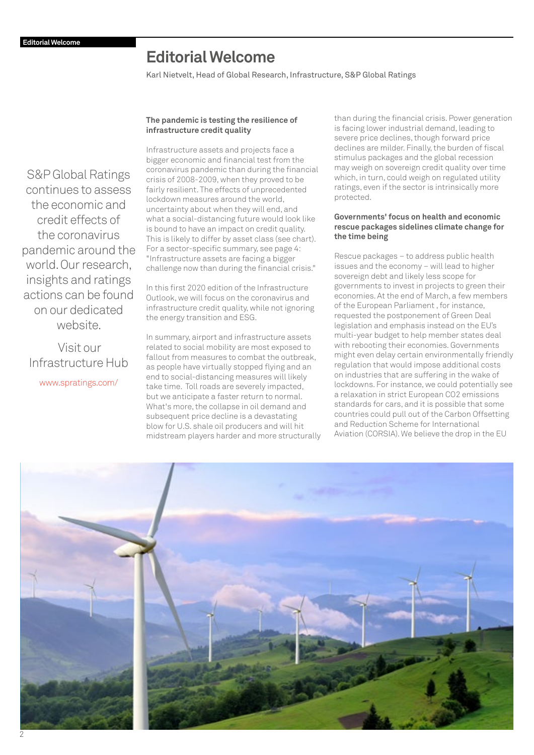# Editorial Welcome

Karl Nietvelt, Head of Global Research, Infrastructure, S&P Global Ratings

S&P Global Ratings continues to assess the economic and credit effects of the coronavirus pandemic around the world. Our research, insights and ratings actions can be found on our dedicated website.

Visit our Infrastructure Hub

www.spratings.com/

**The pandemic is testing the resilience of infrastructure credit quality**

Infrastructure assets and projects face a bigger economic and financial test from the coronavirus pandemic than during the financial crisis of 2008-2009, when they proved to be fairly resilient. The effects of unprecedented lockdown measures around the world, uncertainty about when they will end, and what a social-distancing future would look like is bound to have an impact on credit quality. This is likely to differ by asset class (see chart). For a sector-specific summary, see page 4: "Infrastructure assets are facing a bigger challenge now than during the financial crisis."

In this first 2020 edition of the Infrastructure Outlook, we will focus on the coronavirus and infrastructure credit quality, while not ignoring the energy transition and ESG.

In summary, airport and infrastructure assets related to social mobility are most exposed to fallout from measures to combat the outbreak, as people have virtually stopped flying and an end to social-distancing measures will likely take time. Toll roads are severely impacted, but we anticipate a faster return to normal. What's more, the collapse in oil demand and subsequent price decline is a devastating blow for U.S. shale oil producers and will hit midstream players harder and more structurally than during the financial crisis. Power generation is facing lower industrial demand, leading to severe price declines, though forward price declines are milder. Finally, the burden of fiscal stimulus packages and the global recession may weigh on sovereign credit quality over time which, in turn, could weigh on regulated utility ratings, even if the sector is intrinsically more protected.

**Governments' focus on health and economic rescue packages sidelines climate change for the time being**

Rescue packages – to address public health issues and the economy – will lead to higher sovereign debt and likely less scope for governments to invest in projects to green their economies. At the end of March, a few members of the European Parliament , for instance, requested the postponement of Green Deal legislation and emphasis instead on the EU's multi-year budget to help member states deal with rebooting their economies. Governments might even delay certain environmentally friendly regulation that would impose additional costs on industries that are suffering in the wake of lockdowns. For instance, we could potentially see a relaxation in strict European CO2 emissions standards for cars, and it is possible that some countries could pull out of the Carbon Offsetting and Reduction Scheme for International Aviation (CORSIA). We believe the drop in the EU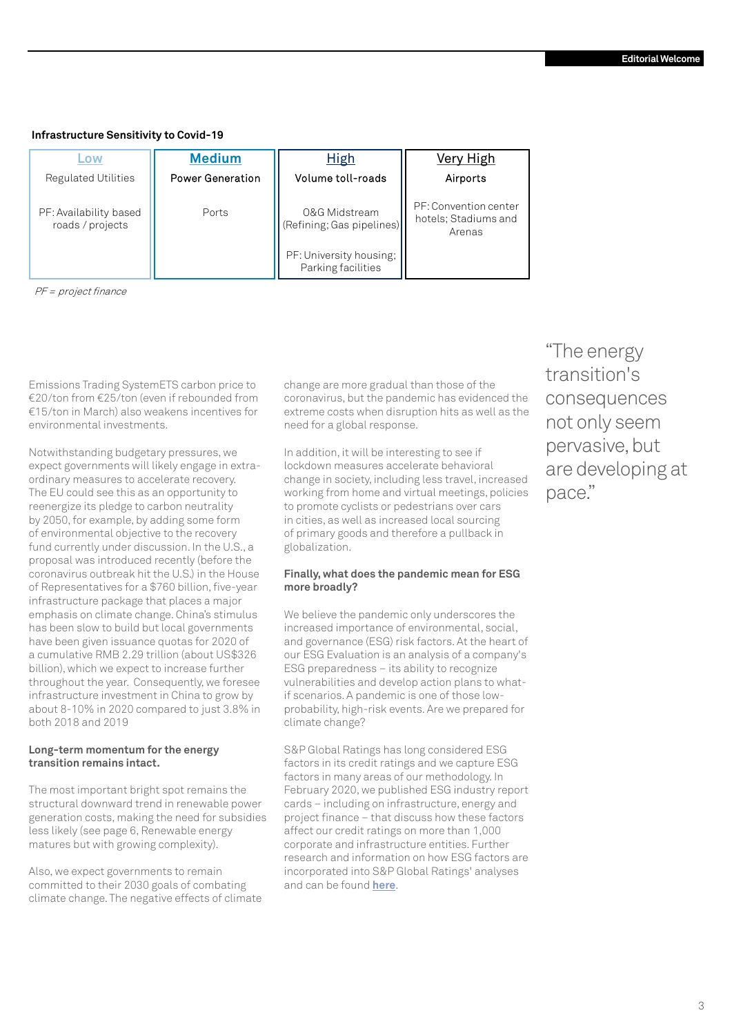**Infrastructure Sensitivity to Covid-19**

| Low | Medium | High | Very High |
|---|---|---|---|
| Regulated Utilities | Power Generation | Volume toll-roads | Airports |
| PF: Availability based roads / projects | Ports | O&G Midstream (Refining; Gas pipelines) | PF: Convention center hotels; Stadiums and Arenas |
| | | PF: University housing; Parking facilities | |

*PF = project finance*

Emissions Trading SystemETS carbon price to €20/ton from €25/ton (even if rebounded from €15/ton in March) also weakens incentives for environmental investments.

Notwithstanding budgetary pressures, we expect governments will likely engage in extra-ordinary measures to accelerate recovery. The EU could see this as an opportunity to reenergize its pledge to carbon neutrality by 2050, for example, by adding some form of environmental objective to the recovery fund currently under discussion. In the U.S., a proposal was introduced recently (before the coronavirus outbreak hit the U.S.) in the House of Representatives for a $760 billion, five-year infrastructure package that places a major emphasis on climate change. China's stimulus has been slow to build but local governments have been given issuance quotas for 2020 of a cumulative RMB 2.29 trillion (about US$326 billion), which we expect to increase further throughout the year. Consequently, we foresee infrastructure investment in China to grow by about 8-10% in 2020 compared to just 3.8% in both 2018 and 2019

**Long-term momentum for the energy transition remains intact.**

The most important bright spot remains the structural downward trend in renewable power generation costs, making the need for subsidies less likely (see page 6, Renewable energy matures but with growing complexity).

Also, we expect governments to remain committed to their 2030 goals of combating climate change. The negative effects of climate change are more gradual than those of the coronavirus, but the pandemic has evidenced the extreme costs when disruption hits as well as the need for a global response.

In addition, it will be interesting to see if lockdown measures accelerate behavioral change in society, including less travel, increased working from home and virtual meetings, policies to promote cyclists or pedestrians over cars in cities, as well as increased local sourcing of primary goods and therefore a pullback in globalization.

**Finally, what does the pandemic mean for ESG more broadly?**

We believe the pandemic only underscores the increased importance of environmental, social, and governance (ESG) risk factors. At the heart of our ESG Evaluation is an analysis of a company's ESG preparedness – its ability to recognize vulnerabilities and develop action plans to what-if scenarios. A pandemic is one of those low-probability, high-risk events. Are we prepared for climate change?

S&P Global Ratings has long considered ESG factors in its credit ratings and we capture ESG factors in many areas of our methodology. In February 2020, we published ESG industry report cards – including on infrastructure, energy and project finance – that discuss how these factors affect our credit ratings on more than 1,000 corporate and infrastructure entities. Further research and information on how ESG factors are incorporated into S&P Global Ratings' analyses and can be found **here**.

> "The energy transition's consequences not only seem pervasive, but are developing at pace."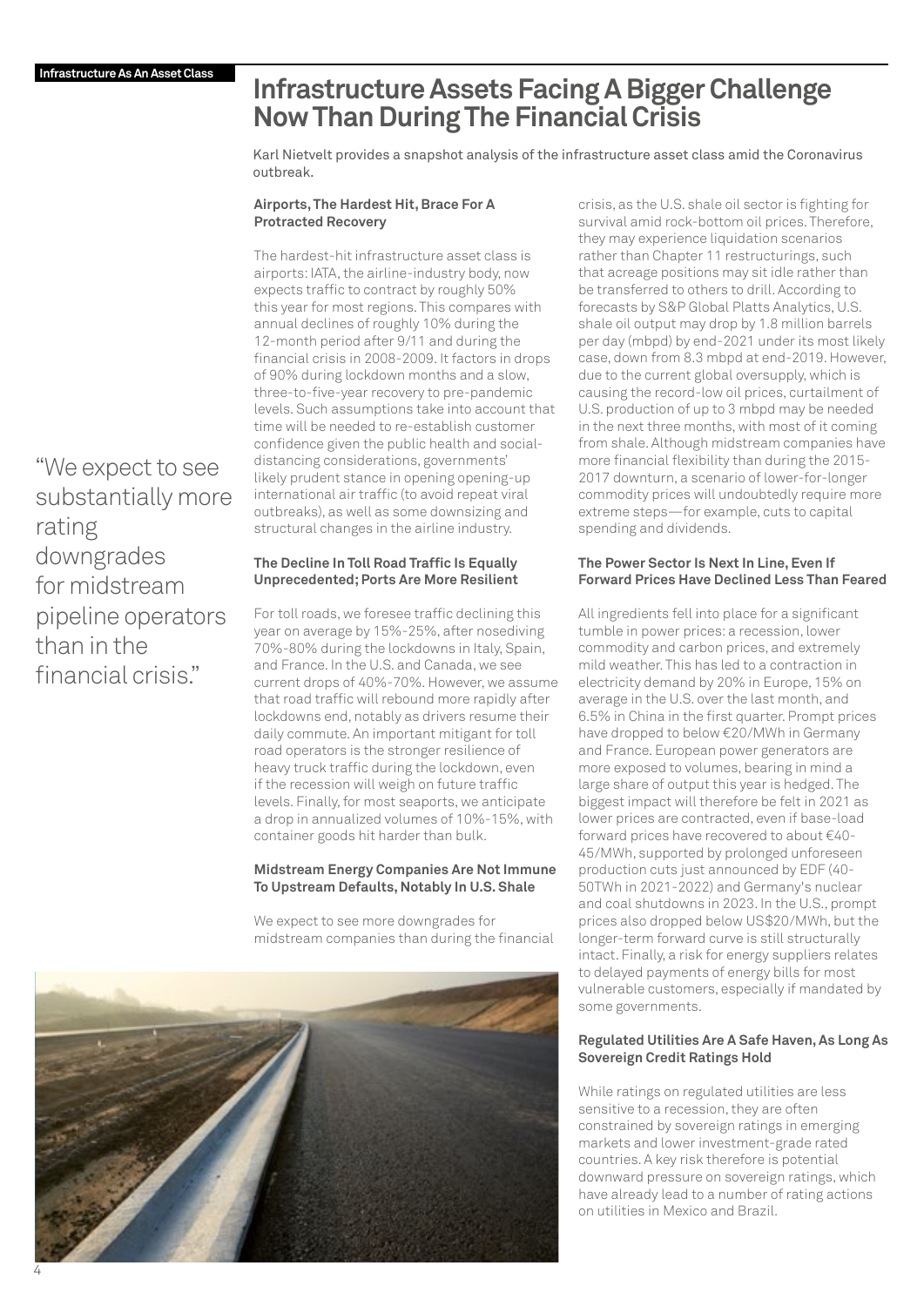Infrastructure As An Asset Class

# Infrastructure Assets Facing A Bigger Challenge Now Than During The Financial Crisis

Karl Nietvelt provides a snapshot analysis of the infrastructure asset class amid the Coronavirus outbreak.

> "We expect to see substantially more rating downgrades for midstream pipeline operators than in the financial crisis."

### Airports, The Hardest Hit, Brace For A Protracted Recovery

The hardest-hit infrastructure asset class is airports: IATA, the airline-industry body, now expects traffic to contract by roughly 50% this year for most regions. This compares with annual declines of roughly 10% during the 12-month period after 9/11 and during the financial crisis in 2008-2009. It factors in drops of 90% during lockdown months and a slow, three-to-five-year recovery to pre-pandemic levels. Such assumptions take into account that time will be needed to re-establish customer confidence given the public health and social-distancing considerations, governments' likely prudent stance in opening opening-up international air traffic (to avoid repeat viral outbreaks), as well as some downsizing and structural changes in the airline industry.

### The Decline In Toll Road Traffic Is Equally Unprecedented; Ports Are More Resilient

For toll roads, we foresee traffic declining this year on average by 15%-25%, after nosediving 70%-80% during the lockdowns in Italy, Spain, and France. In the U.S. and Canada, we see current drops of 40%-70%. However, we assume that road traffic will rebound more rapidly after lockdowns end, notably as drivers resume their daily commute. An important mitigant for toll road operators is the stronger resilience of heavy truck traffic during the lockdown, even if the recession will weigh on future traffic levels. Finally, for most seaports, we anticipate a drop in annualized volumes of 10%-15%, with container goods hit harder than bulk.

### Midstream Energy Companies Are Not Immune To Upstream Defaults, Notably In U.S. Shale

We expect to see more downgrades for midstream companies than during the financial crisis, as the U.S. shale oil sector is fighting for survival amid rock-bottom oil prices. Therefore, they may experience liquidation scenarios rather than Chapter 11 restructurings, such that acreage positions may sit idle rather than be transferred to others to drill. According to forecasts by S&P Global Platts Analytics, U.S. shale oil output may drop by 1.8 million barrels per day (mbpd) by end-2021 under its most likely case, down from 8.3 mbpd at end-2019. However, due to the current global oversupply, which is causing the record-low oil prices, curtailment of U.S. production of up to 3 mbpd may be needed in the next three months, with most of it coming from shale. Although midstream companies have more financial flexibility than during the 2015-2017 downturn, a scenario of lower-for-longer commodity prices will undoubtedly require more extreme steps—for example, cuts to capital spending and dividends.

### The Power Sector Is Next In Line, Even If Forward Prices Have Declined Less Than Feared

All ingredients fell into place for a significant tumble in power prices: a recession, lower commodity and carbon prices, and extremely mild weather. This has led to a contraction in electricity demand by 20% in Europe, 15% on average in the U.S. over the last month, and 6.5% in China in the first quarter. Prompt prices have dropped to below €20/MWh in Germany and France. European power generators are more exposed to volumes, bearing in mind a large share of output this year is hedged. The biggest impact will therefore be felt in 2021 as lower prices are contracted, even if base-load forward prices have recovered to about €40-45/MWh, supported by prolonged unforeseen production cuts just announced by EDF (40-50TWh in 2021-2022) and Germany's nuclear and coal shutdowns in 2023. In the U.S., prompt prices also dropped below US$20/MWh, but the longer-term forward curve is still structurally intact. Finally, a risk for energy suppliers relates to delayed payments of energy bills for most vulnerable customers, especially if mandated by some governments.

### Regulated Utilities Are A Safe Haven, As Long As Sovereign Credit Ratings Hold

While ratings on regulated utilities are less sensitive to a recession, they are often constrained by sovereign ratings in emerging markets and lower investment-grade rated countries. A key risk therefore is potential downward pressure on sovereign ratings, which have already lead to a number of rating actions on utilities in Mexico and Brazil.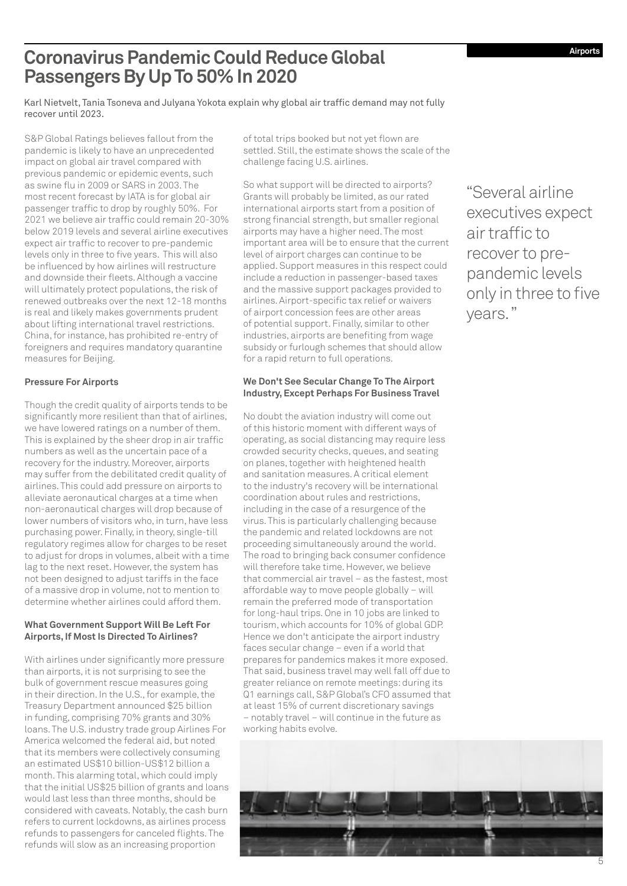# Coronavirus Pandemic Could Reduce Global Passengers By Up To 50% In 2020

Karl Nietvelt, Tania Tsoneva and Julyana Yokota explain why global air traffic demand may not fully recover until 2023.

S&P Global Ratings believes fallout from the pandemic is likely to have an unprecedented impact on global air travel compared with previous pandemic or epidemic events, such as swine flu in 2009 or SARS in 2003. The most recent forecast by IATA is for global air passenger traffic to drop by roughly 50%. For 2021 we believe air traffic could remain 20-30% below 2019 levels and several airline executives expect air traffic to recover to pre-pandemic levels only in three to five years. This will also be influenced by how airlines will restructure and downside their fleets. Although a vaccine will ultimately protect populations, the risk of renewed outbreaks over the next 12-18 months is real and likely makes governments prudent about lifting international travel restrictions. China, for instance, has prohibited re-entry of foreigners and requires mandatory quarantine measures for Beijing.

### Pressure For Airports

Though the credit quality of airports tends to be significantly more resilient than that of airlines, we have lowered ratings on a number of them. This is explained by the sheer drop in air traffic numbers as well as the uncertain pace of a recovery for the industry. Moreover, airports may suffer from the debilitated credit quality of airlines. This could add pressure on airports to alleviate aeronautical charges at a time when non-aeronautical charges will drop because of lower numbers of visitors who, in turn, have less purchasing power. Finally, in theory, single-till regulatory regimes allow for charges to be reset to adjust for drops in volumes, albeit with a time lag to the next reset. However, the system has not been designed to adjust tariffs in the face of a massive drop in volume, not to mention to determine whether airlines could afford them.

### What Government Support Will Be Left For Airports, If Most Is Directed To Airlines?

With airlines under significantly more pressure than airports, it is not surprising to see the bulk of government rescue measures going in their direction. In the U.S., for example, the Treasury Department announced $25 billion in funding, comprising 70% grants and 30% loans. The U.S. industry trade group Airlines For America welcomed the federal aid, but noted that its members were collectively consuming an estimated US$10 billion-US$12 billion a month. This alarming total, which could imply that the initial US$25 billion of grants and loans would last less than three months, should be considered with caveats. Notably, the cash burn refers to current lockdowns, as airlines process refunds to passengers for canceled flights. The refunds will slow as an increasing proportion of total trips booked but not yet flown are settled. Still, the estimate shows the scale of the challenge facing U.S. airlines.

So what support will be directed to airports? Grants will probably be limited, as our rated international airports start from a position of strong financial strength, but smaller regional airports may have a higher need. The most important area will be to ensure that the current level of airport charges can continue to be applied. Support measures in this respect could include a reduction in passenger-based taxes and the massive support packages provided to airlines. Airport-specific tax relief or waivers of airport concession fees are other areas of potential support. Finally, similar to other industries, airports are benefiting from wage subsidy or furlough schemes that should allow for a rapid return to full operations.

### We Don't See Secular Change To The Airport Industry, Except Perhaps For Business Travel

No doubt the aviation industry will come out of this historic moment with different ways of operating, as social distancing may require less crowded security checks, queues, and seating on planes, together with heightened health and sanitation measures. A critical element to the industry's recovery will be international coordination about rules and restrictions, including in the case of a resurgence of the virus. This is particularly challenging because the pandemic and related lockdowns are not proceeding simultaneously around the world. The road to bringing back consumer confidence will therefore take time. However, we believe that commercial air travel – as the fastest, most affordable way to move people globally – will remain the preferred mode of transportation for long-haul trips. One in 10 jobs are linked to tourism, which accounts for 10% of global GDP. Hence we don't anticipate the airport industry faces secular change – even if a world that prepares for pandemics makes it more exposed. That said, business travel may well fall off due to greater reliance on remote meetings: during its Q1 earnings call, S&P Global's CFO assumed that at least 15% of current discretionary savings – notably travel – will continue in the future as working habits evolve.

> "Several airline executives expect air traffic to recover to pre-pandemic levels only in three to five years."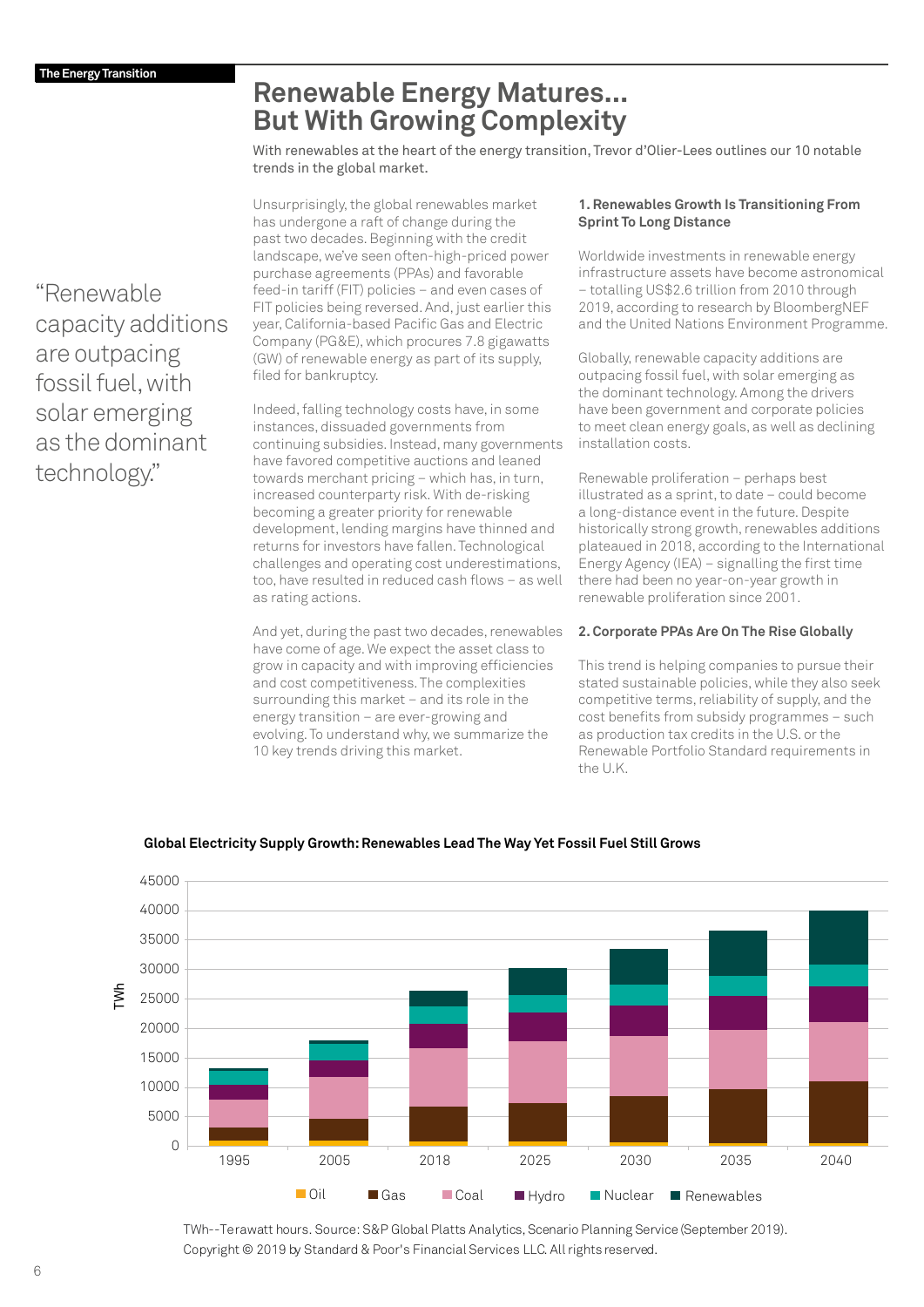# Renewable Energy Matures... But With Growing Complexity

With renewables at the heart of the energy transition, Trevor d'Olier-Lees outlines our 10 notable trends in the global market.

> "Renewable capacity additions are outpacing fossil fuel, with solar emerging as the dominant technology."

Unsurprisingly, the global renewables market has undergone a raft of change during the past two decades. Beginning with the credit landscape, we've seen often-high-priced power purchase agreements (PPAs) and favorable feed-in tariff (FIT) policies – and even cases of FIT policies being reversed. And, just earlier this year, California-based Pacific Gas and Electric Company (PG&E), which procures 7.8 gigawatts (GW) of renewable energy as part of its supply, filed for bankruptcy.

Indeed, falling technology costs have, in some instances, dissuaded governments from continuing subsidies. Instead, many governments have favored competitive auctions and leaned towards merchant pricing – which has, in turn, increased counterparty risk. With de-risking becoming a greater priority for renewable development, lending margins have thinned and returns for investors have fallen. Technological challenges and operating cost underestimations, too, have resulted in reduced cash flows – as well as rating actions.

And yet, during the past two decades, renewables have come of age. We expect the asset class to grow in capacity and with improving efficiencies and cost competitiveness. The complexities surrounding this market – and its role in the energy transition – are ever-growing and evolving. To understand why, we summarize the 10 key trends driving this market.

### 1. Renewables Growth Is Transitioning From Sprint To Long Distance

Worldwide investments in renewable energy infrastructure assets have become astronomical – totalling US$2.6 trillion from 2010 through 2019, according to research by BloombergNEF and the United Nations Environment Programme.

Globally, renewable capacity additions are outpacing fossil fuel, with solar emerging as the dominant technology. Among the drivers have been government and corporate policies to meet clean energy goals, as well as declining installation costs.

Renewable proliferation – perhaps best illustrated as a sprint, to date – could become a long-distance event in the future. Despite historically strong growth, renewables additions plateaued in 2018, according to the International Energy Agency (IEA) – signalling the first time there had been no year-on-year growth in renewable proliferation since 2001.

### 2. Corporate PPAs Are On The Rise Globally

This trend is helping companies to pursue their stated sustainable policies, while they also seek competitive terms, reliability of supply, and the cost benefits from subsidy programmes – such as production tax credits in the U.S. or the Renewable Portfolio Standard requirements in the U.K.

**Global Electricity Supply Growth: Renewables Lead The Way Yet Fossil Fuel Still Grows**

TWh--Terawatt hours. Source: S&P Global Platts Analytics, Scenario Planning Service (September 2019). Copyright © 2019 by Standard & Poor's Financial Services LLC. All rights reserved.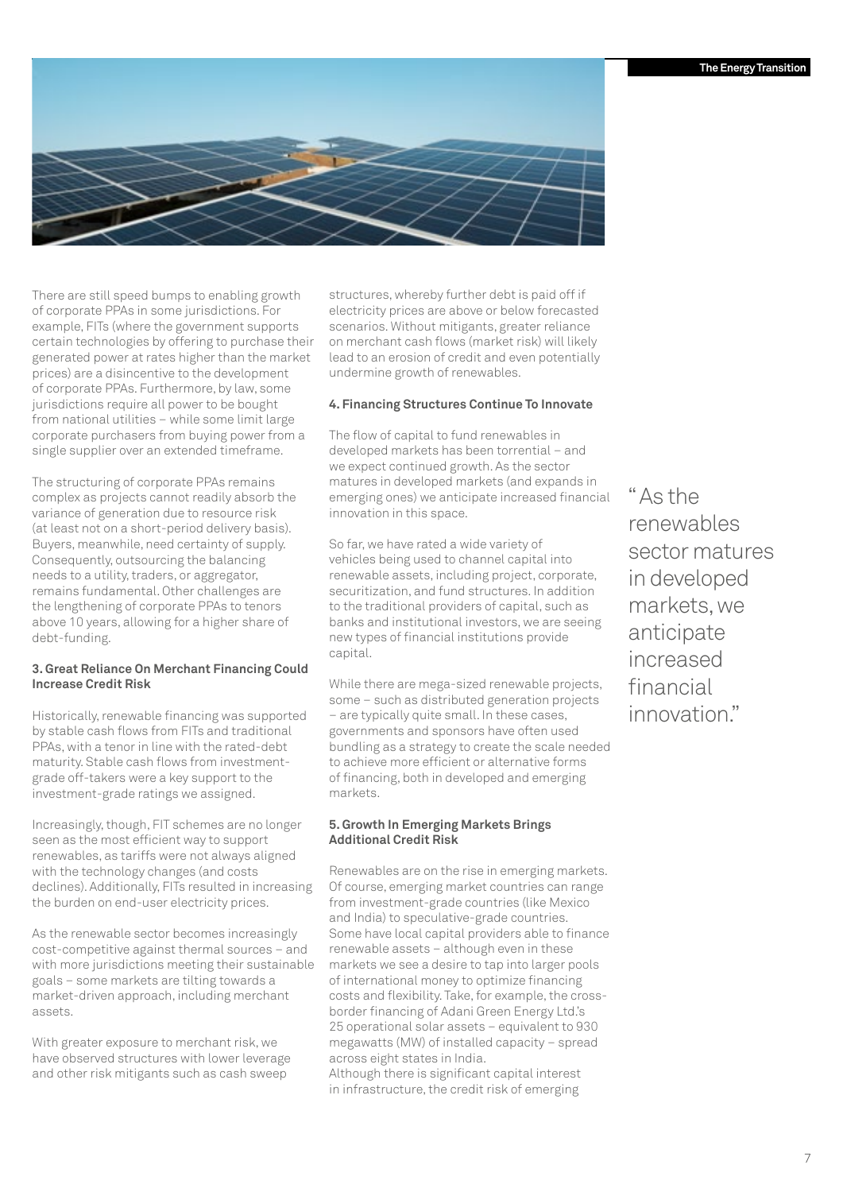There are still speed bumps to enabling growth of corporate PPAs in some jurisdictions. For example, FITs (where the government supports certain technologies by offering to purchase their generated power at rates higher than the market prices) are a disincentive to the development of corporate PPAs. Furthermore, by law, some jurisdictions require all power to be bought from national utilities – while some limit large corporate purchasers from buying power from a single supplier over an extended timeframe.

The structuring of corporate PPAs remains complex as projects cannot readily absorb the variance of generation due to resource risk (at least not on a short-period delivery basis). Buyers, meanwhile, need certainty of supply. Consequently, outsourcing the balancing needs to a utility, traders, or aggregator, remains fundamental. Other challenges are the lengthening of corporate PPAs to tenors above 10 years, allowing for a higher share of debt-funding.

### 3. Great Reliance On Merchant Financing Could Increase Credit Risk

Historically, renewable financing was supported by stable cash flows from FITs and traditional PPAs, with a tenor in line with the rated-debt maturity. Stable cash flows from investment-grade off-takers were a key support to the investment-grade ratings we assigned.

Increasingly, though, FIT schemes are no longer seen as the most efficient way to support renewables, as tariffs were not always aligned with the technology changes (and costs declines). Additionally, FITs resulted in increasing the burden on end-user electricity prices.

As the renewable sector becomes increasingly cost-competitive against thermal sources – and with more jurisdictions meeting their sustainable goals – some markets are tilting towards a market-driven approach, including merchant assets.

With greater exposure to merchant risk, we have observed structures with lower leverage and other risk mitigants such as cash sweep structures, whereby further debt is paid off if electricity prices are above or below forecasted scenarios. Without mitigants, greater reliance on merchant cash flows (market risk) will likely lead to an erosion of credit and even potentially undermine growth of renewables.

### 4. Financing Structures Continue To Innovate

The flow of capital to fund renewables in developed markets has been torrential – and we expect continued growth. As the sector matures in developed markets (and expands in emerging ones) we anticipate increased financial innovation in this space.

So far, we have rated a wide variety of vehicles being used to channel capital into renewable assets, including project, corporate, securitization, and fund structures. In addition to the traditional providers of capital, such as banks and institutional investors, we are seeing new types of financial institutions provide capital.

While there are mega-sized renewable projects, some – such as distributed generation projects – are typically quite small. In these cases, governments and sponsors have often used bundling as a strategy to create the scale needed to achieve more efficient or alternative forms of financing, both in developed and emerging markets.

### 5. Growth In Emerging Markets Brings Additional Credit Risk

Renewables are on the rise in emerging markets. Of course, emerging market countries can range from investment-grade countries (like Mexico and India) to speculative-grade countries. Some have local capital providers able to finance renewable assets – although even in these markets we see a desire to tap into larger pools of international money to optimize financing costs and flexibility. Take, for example, the cross-border financing of Adani Green Energy Ltd.'s 25 operational solar assets – equivalent to 930 megawatts (MW) of installed capacity – spread across eight states in India.
Although there is significant capital interest in infrastructure, the credit risk of emerging

> "As the renewables sector matures in developed markets, we anticipate increased financial innovation."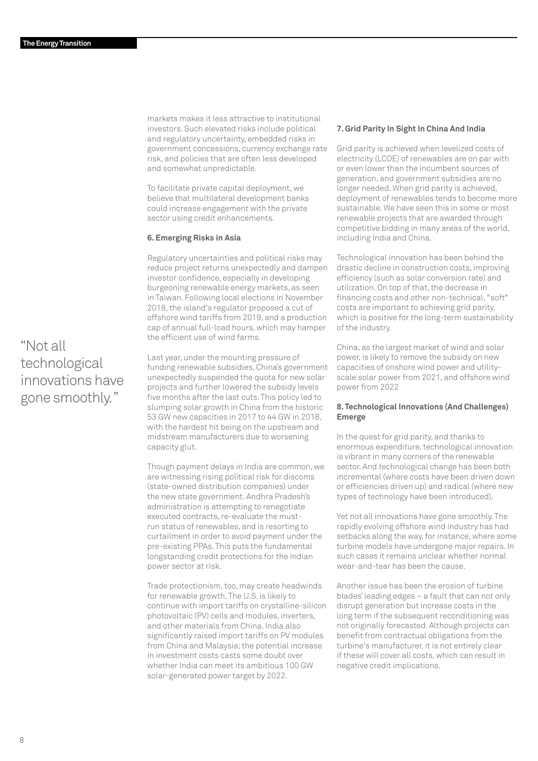markets makes it less attractive to institutional investors. Such elevated risks include political and regulatory uncertainty, embedded risks in government concessions, currency exchange rate risk, and policies that are often less developed and somewhat unpredictable.

To facilitate private capital deployment, we believe that multilateral development banks could increase engagement with the private sector using credit enhancements.

### 6. Emerging Risks in Asia

Regulatory uncertainties and political risks may reduce project returns unexpectedly and dampen investor confidence, especially in developing burgeoning renewable energy markets, as seen in Taiwan. Following local elections in November 2018, the island's regulator proposed a cut of offshore wind tariffs from 2019, and a production cap of annual full-load hours, which may hamper the efficient use of wind farms.

Last year, under the mounting pressure of funding renewable subsidies, China's government unexpectedly suspended the quota for new solar projects and further lowered the subsidy levels five months after the last cuts. This policy led to slumping solar growth in China from the historic 53 GW new capacities in 2017 to 44 GW in 2018, with the hardest hit being on the upstream and midstream manufacturers due to worsening capacity glut.

Though payment delays in India are common, we are witnessing rising political risk for discoms (state-owned distribution companies) under the new state government. Andhra Pradesh's administration is attempting to renegotiate executed contracts, re-evaluate the must-run status of renewables, and is resorting to curtailment in order to avoid payment under the pre-existing PPAs. This puts the fundamental longstanding credit protections for the Indian power sector at risk.

Trade protectionism, too, may create headwinds for renewable growth. The U.S. is likely to continue with import tariffs on crystalline-silicon photovoltaic (PV) cells and modules, inverters, and other materials from China. India also significantly raised import tariffs on PV modules from China and Malaysia; the potential increase in investment costs casts some doubt over whether India can meet its ambitious 100 GW solar-generated power target by 2022.

### 7. Grid Parity In Sight In China And India

Grid parity is achieved when levelized costs of electricity (LCOE) of renewables are on par with or even lower than the incumbent sources of generation, and government subsidies are no longer needed. When grid parity is achieved, deployment of renewables tends to become more sustainable. We have seen this in some or most renewable projects that are awarded through competitive bidding in many areas of the world, including India and China.

Technological innovation has been behind the drastic decline in construction costs, improving efficiency (such as solar conversion rate) and utilization. On top of that, the decrease in financing costs and other non-technical, "soft" costs are important to achieving grid parity, which is positive for the long-term sustainability of the industry.

China, as the largest market of wind and solar power, is likely to remove the subsidy on new capacities of onshore wind power and utility-scale solar power from 2021, and offshore wind power from 2022

### 8. Technological Innovations (And Challenges) Emerge

In the quest for grid parity, and thanks to enormous expenditure, technological innovation is vibrant in many corners of the renewable sector. And technological change has been both incremental (where costs have been driven down or efficiencies driven up) and radical (where new types of technology have been introduced).

> "Not all technological innovations have gone smoothly."

Yet not all innovations have gone smoothly. The rapidly evolving offshore wind industry has had setbacks along the way, for instance, where some turbine models have undergone major repairs. In such cases it remains unclear whether normal wear-and-tear has been the cause.

Another issue has been the erosion of turbine blades' leading edges – a fault that can not only disrupt generation but increase costs in the long term if the subsequent reconditioning was not originally forecasted. Although projects can benefit from contractual obligations from the turbine's manufacturer, it is not entirely clear if these will cover all costs, which can result in negative credit implications.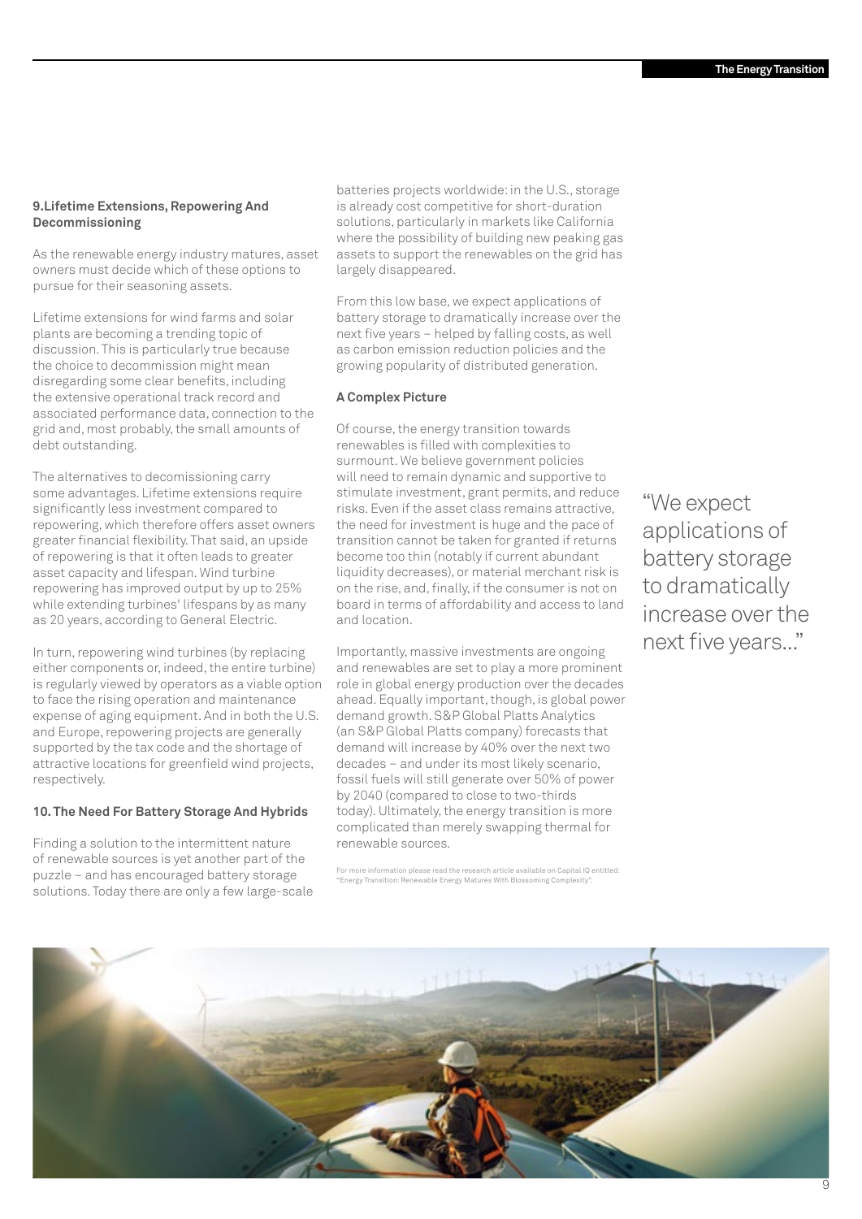### 9. Lifetime Extensions, Repowering And Decommissioning

As the renewable energy industry matures, asset owners must decide which of these options to pursue for their seasoning assets.

Lifetime extensions for wind farms and solar plants are becoming a trending topic of discussion. This is particularly true because the choice to decommission might mean disregarding some clear benefits, including the extensive operational track record and associated performance data, connection to the grid and, most probably, the small amounts of debt outstanding.

The alternatives to decomissioning carry some advantages. Lifetime extensions require significantly less investment compared to repowering, which therefore offers asset owners greater financial flexibility. That said, an upside of repowering is that it often leads to greater asset capacity and lifespan. Wind turbine repowering has improved output by up to 25% while extending turbines' lifespans by as many as 20 years, according to General Electric.

In turn, repowering wind turbines (by replacing either components or, indeed, the entire turbine) is regularly viewed by operators as a viable option to face the rising operation and maintenance expense of aging equipment. And in both the U.S. and Europe, repowering projects are generally supported by the tax code and the shortage of attractive locations for greenfield wind projects, respectively.

### 10. The Need For Battery Storage And Hybrids

Finding a solution to the intermittent nature of renewable sources is yet another part of the puzzle – and has encouraged battery storage solutions. Today there are only a few large-scale batteries projects worldwide: in the U.S., storage is already cost competitive for short-duration solutions, particularly in markets like California where the possibility of building new peaking gas assets to support the renewables on the grid has largely disappeared.

From this low base, we expect applications of battery storage to dramatically increase over the next five years – helped by falling costs, as well as carbon emission reduction policies and the growing popularity of distributed generation.

### A Complex Picture

Of course, the energy transition towards renewables is filled with complexities to surmount. We believe government policies will need to remain dynamic and supportive to stimulate investment, grant permits, and reduce risks. Even if the asset class remains attractive, the need for investment is huge and the pace of transition cannot be taken for granted if returns become too thin (notably if current abundant liquidity decreases), or material merchant risk is on the rise, and, finally, if the consumer is not on board in terms of affordability and access to land and location.

Importantly, massive investments are ongoing and renewables are set to play a more prominent role in global energy production over the decades ahead. Equally important, though, is global power demand growth. S&P Global Platts Analytics (an S&P Global Platts company) forecasts that demand will increase by 40% over the next two decades – and under its most likely scenario, fossil fuels will still generate over 50% of power by 2040 (compared to close to two-thirds today). Ultimately, the energy transition is more complicated than merely swapping thermal for renewable sources.

For more information please read the research article available on Capital IQ entitled: "Energy Transition: Renewable Energy Matures With Blossoming Complexity".

> "We expect applications of battery storage to dramatically increase over the next five years..."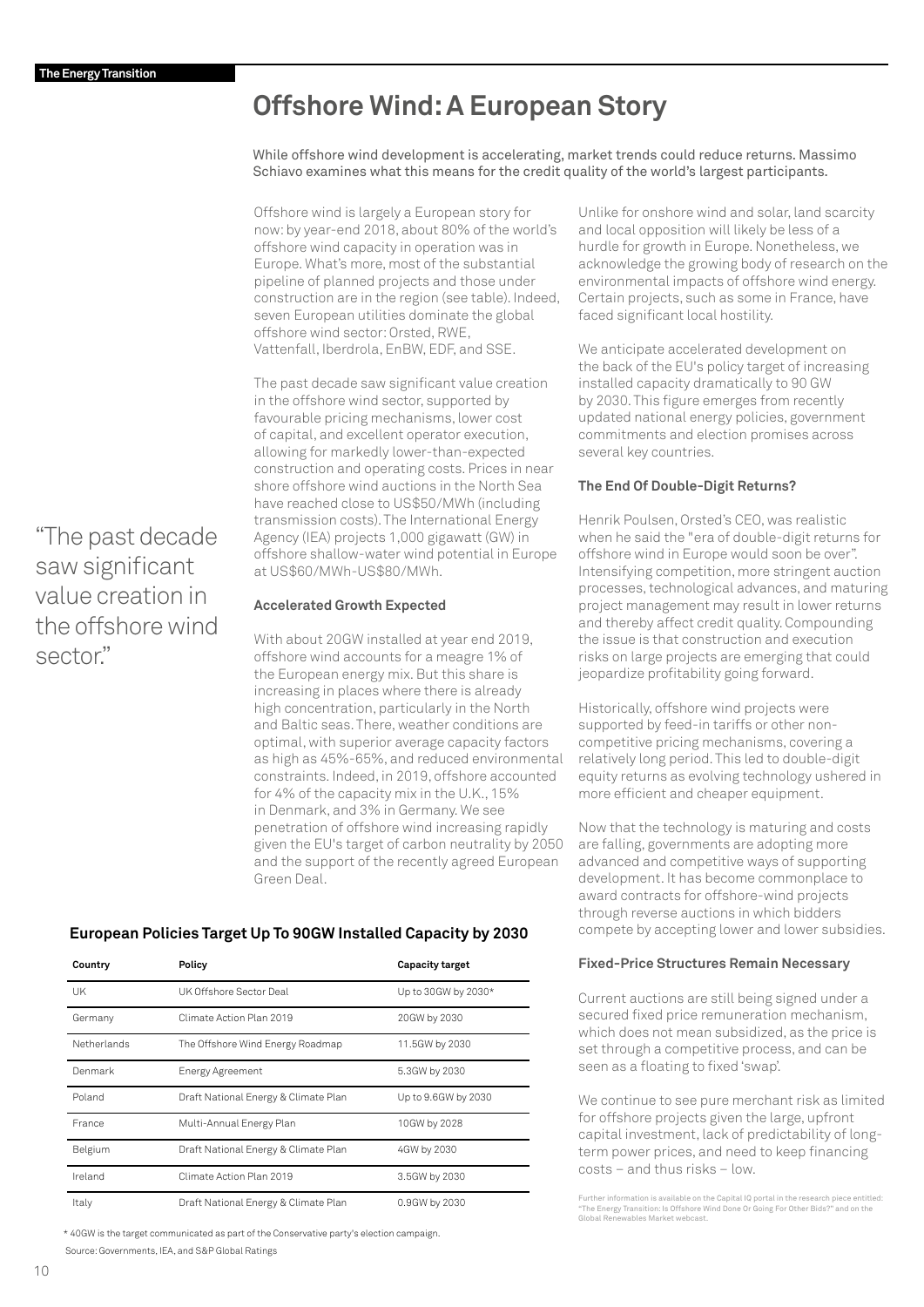# Offshore Wind: A European Story

While offshore wind development is accelerating, market trends could reduce returns. Massimo Schiavo examines what this means for the credit quality of the world's largest participants.

Offshore wind is largely a European story for now: by year-end 2018, about 80% of the world's offshore wind capacity in operation was in Europe. What's more, most of the substantial pipeline of planned projects and those under construction are in the region (see table). Indeed, seven European utilities dominate the global offshore wind sector: Orsted, RWE, Vattenfall, Iberdrola, EnBW, EDF, and SSE.

The past decade saw significant value creation in the offshore wind sector, supported by favourable pricing mechanisms, lower cost of capital, and excellent operator execution, allowing for markedly lower-than-expected construction and operating costs. Prices in near shore offshore wind auctions in the North Sea have reached close to US$50/MWh (including transmission costs). The International Energy Agency (IEA) projects 1,000 gigawatt (GW) in offshore shallow-water wind potential in Europe at US$60/MWh-US$80/MWh.

> "The past decade saw significant value creation in the offshore wind sector."

### Accelerated Growth Expected

With about 20GW installed at year end 2019, offshore wind accounts for a meagre 1% of the European energy mix. But this share is increasing in places where there is already high concentration, particularly in the North and Baltic seas. There, weather conditions are optimal, with superior average capacity factors as high as 45%-65%, and reduced environmental constraints. Indeed, in 2019, offshore accounted for 4% of the capacity mix in the U.K., 15% in Denmark, and 3% in Germany. We see penetration of offshore wind increasing rapidly given the EU's target of carbon neutrality by 2050 and the support of the recently agreed European Green Deal.

Unlike for onshore wind and solar, land scarcity and local opposition will likely be less of a hurdle for growth in Europe. Nonetheless, we acknowledge the growing body of research on the environmental impacts of offshore wind energy. Certain projects, such as some in France, have faced significant local hostility.

We anticipate accelerated development on the back of the EU's policy target of increasing installed capacity dramatically to 90 GW by 2030. This figure emerges from recently updated national energy policies, government commitments and election promises across several key countries.

### The End Of Double-Digit Returns?

Henrik Poulsen, Orsted's CEO, was realistic when he said the "era of double-digit returns for offshore wind in Europe would soon be over". Intensifying competition, more stringent auction processes, technological advances, and maturing project management may result in lower returns and thereby affect credit quality. Compounding the issue is that construction and execution risks on large projects are emerging that could jeopardize profitability going forward.

Historically, offshore wind projects were supported by feed-in tariffs or other non-competitive pricing mechanisms, covering a relatively long period. This led to double-digit equity returns as evolving technology ushered in more efficient and cheaper equipment.

Now that the technology is maturing and costs are falling, governments are adopting more advanced and competitive ways of supporting development. It has become commonplace to award contracts for offshore-wind projects through reverse auctions in which bidders compete by accepting lower and lower subsidies.

### Fixed-Price Structures Remain Necessary

Current auctions are still being signed under a secured fixed price remuneration mechanism, which does not mean subsidized, as the price is set through a competitive process, and can be seen as a floating to fixed 'swap'.

We continue to see pure merchant risk as limited for offshore projects given the large, upfront capital investment, lack of predictability of long-term power prices, and need to keep financing costs – and thus risks – low.

Further information is available on the Capital IQ portal in the research piece entitled: "The Energy Transition: Is Offshore Wind Done Or Going For Other Bids?" and on the Global Renewables Market webcast.

### European Policies Target Up To 90GW Installed Capacity by 2030

| Country | Policy | Capacity target |
|---|---|---|
| UK | UK Offshore Sector Deal | Up to 30GW by 2030* |
| Germany | Climate Action Plan 2019 | 20GW by 2030 |
| Netherlands | The Offshore Wind Energy Roadmap | 11.5GW by 2030 |
| Denmark | Energy Agreement | 5.3GW by 2030 |
| Poland | Draft National Energy & Climate Plan | Up to 9.6GW by 2030 |
| France | Multi-Annual Energy Plan | 10GW by 2028 |
| Belgium | Draft National Energy & Climate Plan | 4GW by 2030 |
| Ireland | Climate Action Plan 2019 | 3.5GW by 2030 |
| Italy | Draft National Energy & Climate Plan | 0.9GW by 2030 |

* 40GW is the target communicated as part of the Conservative party's election campaign.

Source: Governments, IEA, and S&P Global Ratings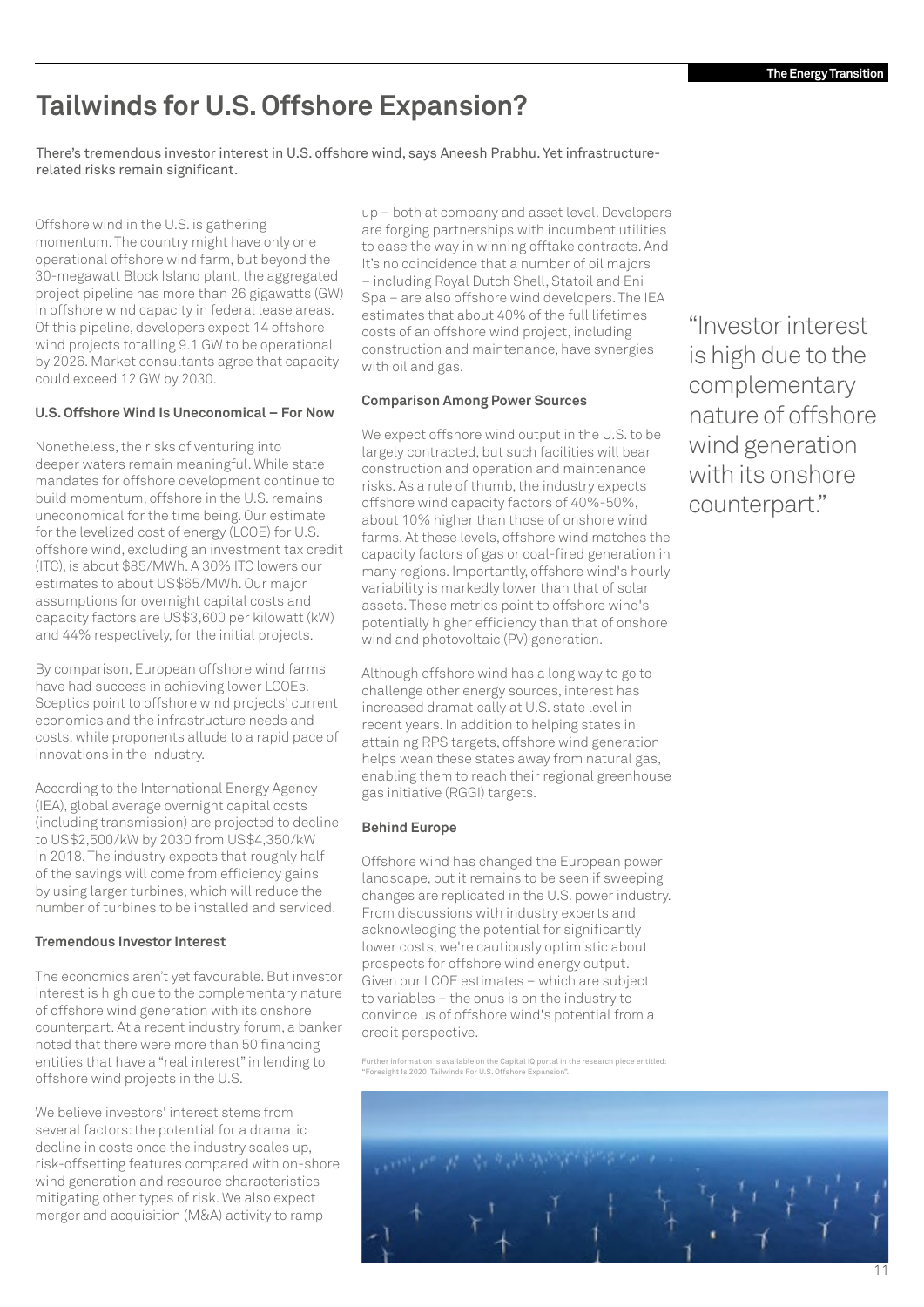# Tailwinds for U.S. Offshore Expansion?

There's tremendous investor interest in U.S. offshore wind, says Aneesh Prabhu. Yet infrastructure-related risks remain significant.

Offshore wind in the U.S. is gathering momentum. The country might have only one operational offshore wind farm, but beyond the 30-megawatt Block Island plant, the aggregated project pipeline has more than 26 gigawatts (GW) in offshore wind capacity in federal lease areas. Of this pipeline, developers expect 14 offshore wind projects totalling 9.1 GW to be operational by 2026. Market consultants agree that capacity could exceed 12 GW by 2030.

### U.S. Offshore Wind Is Uneconomical – For Now

Nonetheless, the risks of venturing into deeper waters remain meaningful. While state mandates for offshore development continue to build momentum, offshore in the U.S. remains uneconomical for the time being. Our estimate for the levelized cost of energy (LCOE) for U.S. offshore wind, excluding an investment tax credit (ITC), is about $85/MWh. A 30% ITC lowers our estimates to about US$65/MWh. Our major assumptions for overnight capital costs and capacity factors are US$3,600 per kilowatt (kW) and 44% respectively, for the initial projects.

By comparison, European offshore wind farms have had success in achieving lower LCOEs. Sceptics point to offshore wind projects' current economics and the infrastructure needs and costs, while proponents allude to a rapid pace of innovations in the industry.

According to the International Energy Agency (IEA), global average overnight capital costs (including transmission) are projected to decline to US$2,500/kW by 2030 from US$4,350/kW in 2018. The industry expects that roughly half of the savings will come from efficiency gains by using larger turbines, which will reduce the number of turbines to be installed and serviced.

### Tremendous Investor Interest

The economics aren't yet favourable. But investor interest is high due to the complementary nature of offshore wind generation with its onshore counterpart. At a recent industry forum, a banker noted that there were more than 50 financing entities that have a "real interest" in lending to offshore wind projects in the U.S.

We believe investors' interest stems from several factors: the potential for a dramatic decline in costs once the industry scales up, risk-offsetting features compared with on-shore wind generation and resource characteristics mitigating other types of risk. We also expect merger and acquisition (M&A) activity to ramp up – both at company and asset level. Developers are forging partnerships with incumbent utilities to ease the way in winning offtake contracts. And It's no coincidence that a number of oil majors – including Royal Dutch Shell, Statoil and Eni Spa – are also offshore wind developers. The IEA estimates that about 40% of the full lifetimes costs of an offshore wind project, including construction and maintenance, have synergies with oil and gas.

### Comparison Among Power Sources

We expect offshore wind output in the U.S. to be largely contracted, but such facilities will bear construction and operation and maintenance risks. As a rule of thumb, the industry expects offshore wind capacity factors of 40%-50%, about 10% higher than those of onshore wind farms. At these levels, offshore wind matches the capacity factors of gas or coal-fired generation in many regions. Importantly, offshore wind's hourly variability is markedly lower than that of solar assets. These metrics point to offshore wind's potentially higher efficiency than that of onshore wind and photovoltaic (PV) generation.

Although offshore wind has a long way to go to challenge other energy sources, interest has increased dramatically at U.S. state level in recent years. In addition to helping states in attaining RPS targets, offshore wind generation helps wean these states away from natural gas, enabling them to reach their regional greenhouse gas initiative (RGGI) targets.

### Behind Europe

Offshore wind has changed the European power landscape, but it remains to be seen if sweeping changes are replicated in the U.S. power industry. From discussions with industry experts and acknowledging the potential for significantly lower costs, we're cautiously optimistic about prospects for offshore wind energy output. Given our LCOE estimates – which are subject to variables – the onus is on the industry to convince us of offshore wind's potential from a credit perspective.

Further information is available on the Capital IQ portal in the research piece entitled: "Foresight Is 2020: Tailwinds For U.S. Offshore Expansion".

> "Investor interest is high due to the complementary nature of offshore wind generation with its onshore counterpart."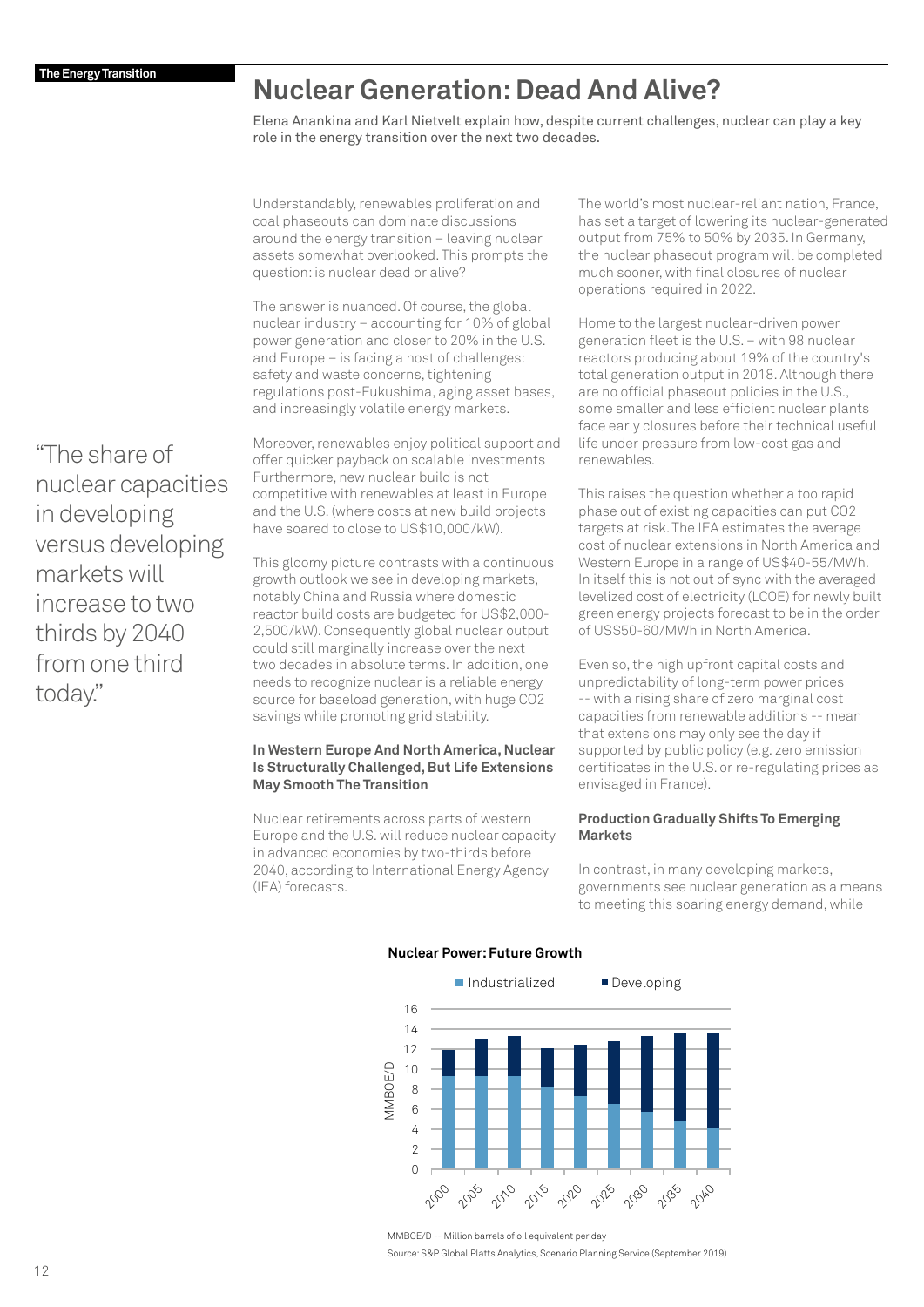# Nuclear Generation: Dead And Alive?

Elena Anankina and Karl Nietvelt explain how, despite current challenges, nuclear can play a key role in the energy transition over the next two decades.

Understandably, renewables proliferation and coal phaseouts can dominate discussions around the energy transition – leaving nuclear assets somewhat overlooked. This prompts the question: is nuclear dead or alive?

The answer is nuanced. Of course, the global nuclear industry – accounting for 10% of global power generation and closer to 20% in the U.S. and Europe – is facing a host of challenges: safety and waste concerns, tightening regulations post-Fukushima, aging asset bases, and increasingly volatile energy markets.

Moreover, renewables enjoy political support and offer quicker payback on scalable investments Furthermore, new nuclear build is not competitive with renewables at least in Europe and the U.S. (where costs at new build projects have soared to close to US$10,000/kW).

This gloomy picture contrasts with a continuous growth outlook we see in developing markets, notably China and Russia where domestic reactor build costs are budgeted for US$2,000-2,500/kW). Consequently global nuclear output could still marginally increase over the next two decades in absolute terms. In addition, one needs to recognize nuclear is a reliable energy source for baseload generation, with huge $CO_2$ savings while promoting grid stability.

> "The share of nuclear capacities in developing versus developing markets will increase to two thirds by 2040 from one third today."

### In Western Europe And North America, Nuclear Is Structurally Challenged, But Life Extensions May Smooth The Transition

Nuclear retirements across parts of western Europe and the U.S. will reduce nuclear capacity in advanced economies by two-thirds before 2040, according to International Energy Agency (IEA) forecasts.

The world's most nuclear-reliant nation, France, has set a target of lowering its nuclear-generated output from 75% to 50% by 2035. In Germany, the nuclear phaseout program will be completed much sooner, with final closures of nuclear operations required in 2022.

Home to the largest nuclear-driven power generation fleet is the U.S. – with 98 nuclear reactors producing about 19% of the country's total generation output in 2018. Although there are no official phaseout policies in the U.S., some smaller and less efficient nuclear plants face early closures before their technical useful life under pressure from low-cost gas and renewables.

This raises the question whether a too rapid phase out of existing capacities can put $CO_2$ targets at risk. The IEA estimates the average cost of nuclear extensions in North America and Western Europe in a range of US$40-55/MWh. In itself this is not out of sync with the averaged levelized cost of electricity (LCOE) for newly built green energy projects forecast to be in the order of US$50-60/MWh in North America.

Even so, the high upfront capital costs and unpredictability of long-term power prices -- with a rising share of zero marginal cost capacities from renewable additions -- mean that extensions may only see the day if supported by public policy (e.g. zero emission certificates in the U.S. or re-regulating prices as envisaged in France).

### Production Gradually Shifts To Emerging Markets

In contrast, in many developing markets, governments see nuclear generation as a means to meeting this soaring energy demand, while

**Nuclear Power: Future Growth**

MMBOE/D -- Million barrels of oil equivalent per day

Source: S&P Global Platts Analytics, Scenario Planning Service (September 2019)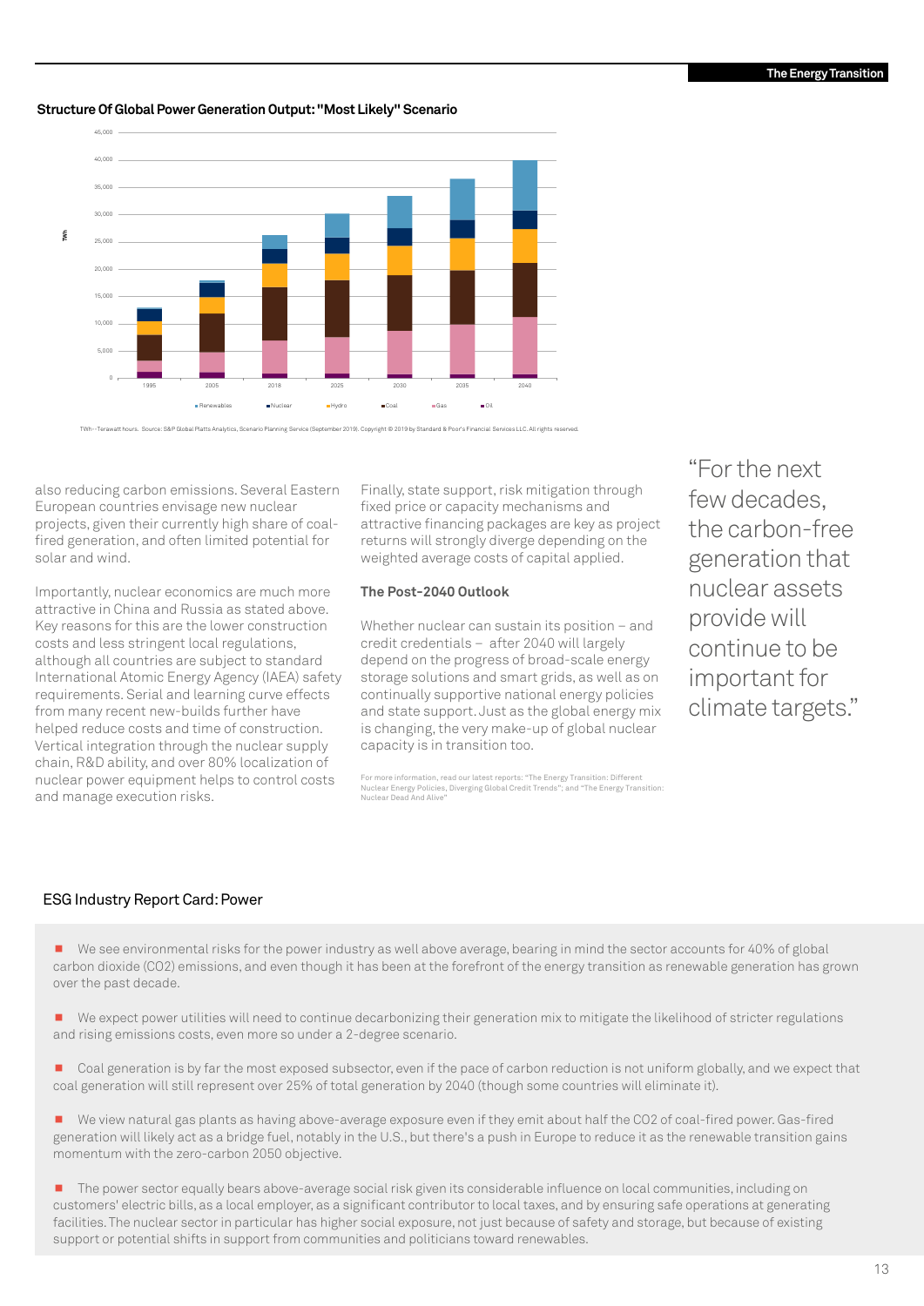**Structure Of Global Power Generation Output: "Most Likely" Scenario**

TWh--Terawatt hours. Source: S&P Global Platts Analytics, Scenario Planning Service (September 2019). Copyright © 2019 by Standard & Poor's Financial Services LLC. All rights reserved.

also reducing carbon emissions. Several Eastern European countries envisage new nuclear projects, given their currently high share of coal-fired generation, and often limited potential for solar and wind.

Importantly, nuclear economics are much more attractive in China and Russia as stated above. Key reasons for this are the lower construction costs and less stringent local regulations, although all countries are subject to standard International Atomic Energy Agency (IAEA) safety requirements. Serial and learning curve effects from many recent new-builds further have helped reduce costs and time of construction. Vertical integration through the nuclear supply chain, R&D ability, and over 80% localization of nuclear power equipment helps to control costs and manage execution risks.

Finally, state support, risk mitigation through fixed price or capacity mechanisms and attractive financing packages are key as project returns will strongly diverge depending on the weighted average costs of capital applied.

### The Post-2040 Outlook

Whether nuclear can sustain its position – and credit credentials – after 2040 will largely depend on the progress of broad-scale energy storage solutions and smart grids, as well as on continually supportive national energy policies and state support. Just as the global energy mix is changing, the very make-up of global nuclear capacity is in transition too.

For more information, read our latest reports: "The Energy Transition: Different Nuclear Energy Policies, Diverging Global Credit Trends"; and "The Energy Transition: Nuclear Dead And Alive"

> "For the next few decades, the carbon-free generation that nuclear assets provide will continue to be important for climate targets."

## ESG Industry Report Card: Power

- We see environmental risks for the power industry as well above average, bearing in mind the sector accounts for 40% of global carbon dioxide ($CO_2$) emissions, and even though it has been at the forefront of the energy transition as renewable generation has grown over the past decade.
- We expect power utilities will need to continue decarbonizing their generation mix to mitigate the likelihood of stricter regulations and rising emissions costs, even more so under a 2-degree scenario.
- Coal generation is by far the most exposed subsector, even if the pace of carbon reduction is not uniform globally, and we expect that coal generation will still represent over 25% of total generation by 2040 (though some countries will eliminate it).
- We view natural gas plants as having above-average exposure even if they emit about half the $CO_2$ of coal-fired power. Gas-fired generation will likely act as a bridge fuel, notably in the U.S., but there's a push in Europe to reduce it as the renewable transition gains momentum with the zero-carbon 2050 objective.
- The power sector equally bears above-average social risk given its considerable influence on local communities, including on customers' electric bills, as a local employer, as a significant contributor to local taxes, and by ensuring safe operations at generating facilities. The nuclear sector in particular has higher social exposure, not just because of safety and storage, but because of existing support or potential shifts in support from communities and politicians toward renewables.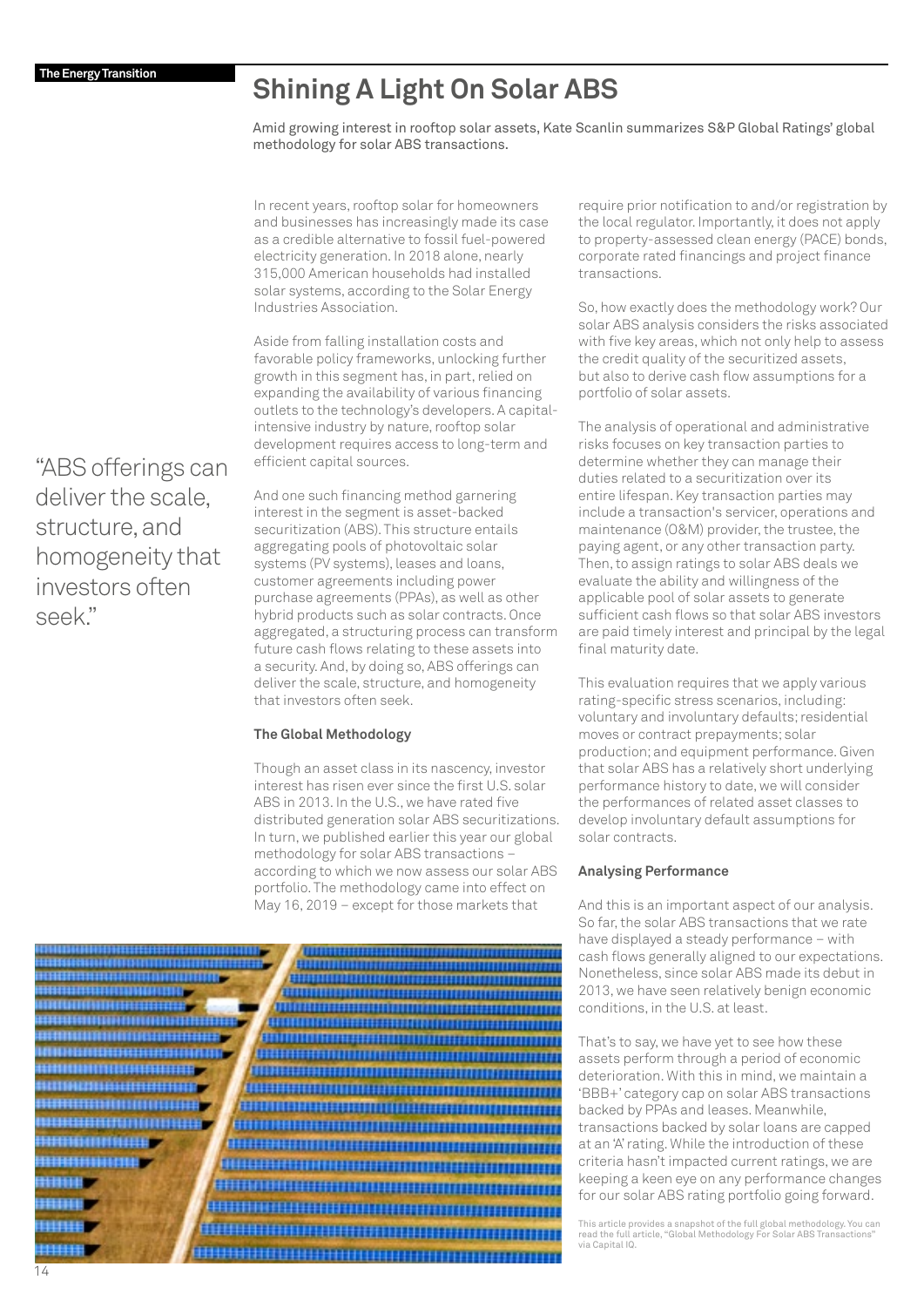# Shining A Light On Solar ABS

Amid growing interest in rooftop solar assets, Kate Scanlin summarizes S&P Global Ratings' global methodology for solar ABS transactions.

In recent years, rooftop solar for homeowners and businesses has increasingly made its case as a credible alternative to fossil fuel-powered electricity generation. In 2018 alone, nearly 315,000 American households had installed solar systems, according to the Solar Energy Industries Association.

Aside from falling installation costs and favorable policy frameworks, unlocking further growth in this segment has, in part, relied on expanding the availability of various financing outlets to the technology's developers. A capital-intensive industry by nature, rooftop solar development requires access to long-term and efficient capital sources.

> "ABS offerings can deliver the scale, structure, and homogeneity that investors often seek."

And one such financing method garnering interest in the segment is asset-backed securitization (ABS). This structure entails aggregating pools of photovoltaic solar systems (PV systems), leases and loans, customer agreements including power purchase agreements (PPAs), as well as other hybrid products such as solar contracts. Once aggregated, a structuring process can transform future cash flows relating to these assets into a security. And, by doing so, ABS offerings can deliver the scale, structure, and homogeneity that investors often seek.

**The Global Methodology**

Though an asset class in its nascency, investor interest has risen ever since the first U.S. solar ABS in 2013. In the U.S., we have rated five distributed generation solar ABS securitizations. In turn, we published earlier this year our global methodology for solar ABS transactions – according to which we now assess our solar ABS portfolio. The methodology came into effect on May 16, 2019 – except for those markets that require prior notification to and/or registration by the local regulator. Importantly, it does not apply to property-assessed clean energy (PACE) bonds, corporate rated financings and project finance transactions.

So, how exactly does the methodology work? Our solar ABS analysis considers the risks associated with five key areas, which not only help to assess the credit quality of the securitized assets, but also to derive cash flow assumptions for a portfolio of solar assets.

The analysis of operational and administrative risks focuses on key transaction parties to determine whether they can manage their duties related to a securitization over its entire lifespan. Key transaction parties may include a transaction's servicer, operations and maintenance (O&M) provider, the trustee, the paying agent, or any other transaction party. Then, to assign ratings to solar ABS deals we evaluate the ability and willingness of the applicable pool of solar assets to generate sufficient cash flows so that solar ABS investors are paid timely interest and principal by the legal final maturity date.

This evaluation requires that we apply various rating-specific stress scenarios, including: voluntary and involuntary defaults; residential moves or contract prepayments; solar production; and equipment performance. Given that solar ABS has a relatively short underlying performance history to date, we will consider the performances of related asset classes to develop involuntary default assumptions for solar contracts.

**Analysing Performance**

And this is an important aspect of our analysis. So far, the solar ABS transactions that we rate have displayed a steady performance – with cash flows generally aligned to our expectations. Nonetheless, since solar ABS made its debut in 2013, we have seen relatively benign economic conditions, in the U.S. at least.

That's to say, we have yet to see how these assets perform through a period of economic deterioration. With this in mind, we maintain a 'BBB+' category cap on solar ABS transactions backed by PPAs and leases. Meanwhile, transactions backed by solar loans are capped at an 'A' rating. While the introduction of these criteria hasn't impacted current ratings, we are keeping a keen eye on any performance changes for our solar ABS rating portfolio going forward.

This article provides a snapshot of the full global methodology. You can read the full article, "Global Methodology For Solar ABS Transactions" via Capital IQ.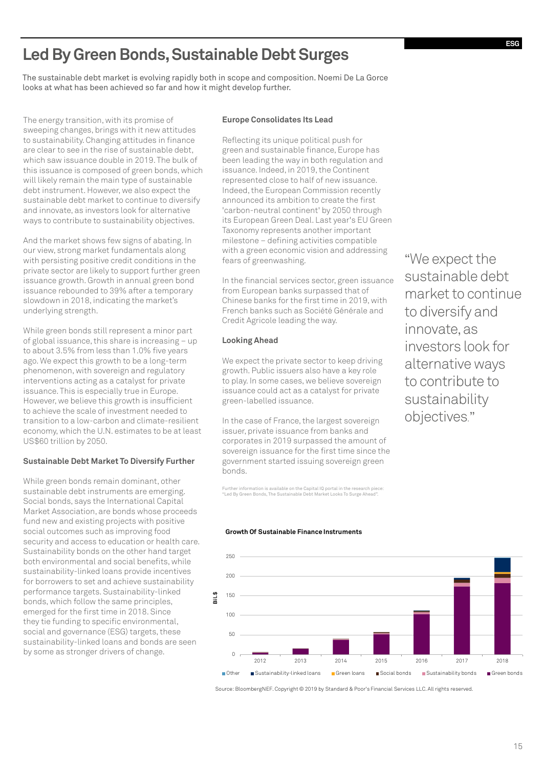# Led By Green Bonds, Sustainable Debt Surges

The sustainable debt market is evolving rapidly both in scope and composition. Noemi De La Gorce looks at what has been achieved so far and how it might develop further.

The energy transition, with its promise of sweeping changes, brings with it new attitudes to sustainability. Changing attitudes in finance are clear to see in the rise of sustainable debt, which saw issuance double in 2019. The bulk of this issuance is composed of green bonds, which will likely remain the main type of sustainable debt instrument. However, we also expect the sustainable debt market to continue to diversify and innovate, as investors look for alternative ways to contribute to sustainability objectives.

And the market shows few signs of abating. In our view, strong market fundamentals along with persisting positive credit conditions in the private sector are likely to support further green issuance growth. Growth in annual green bond issuance rebounded to 39% after a temporary slowdown in 2018, indicating the market's underlying strength.

While green bonds still represent a minor part of global issuance, this share is increasing – up to about 3.5% from less than 1.0% five years ago. We expect this growth to be a long-term phenomenon, with sovereign and regulatory interventions acting as a catalyst for private issuance. This is especially true in Europe. However, we believe this growth is insufficient to achieve the scale of investment needed to transition to a low-carbon and climate-resilient economy, which the U.N. estimates to be at least US$60 trillion by 2050.

### Sustainable Debt Market To Diversify Further

While green bonds remain dominant, other sustainable debt instruments are emerging. Social bonds, says the International Capital Market Association, are bonds whose proceeds fund new and existing projects with positive social outcomes such as improving food security and access to education or health care. Sustainability bonds on the other hand target both environmental and social benefits, while sustainability-linked loans provide incentives for borrowers to set and achieve sustainability performance targets. Sustainability-linked bonds, which follow the same principles, emerged for the first time in 2018. Since they tie funding to specific environmental, social and governance (ESG) targets, these sustainability-linked loans and bonds are seen by some as stronger drivers of change.

### Europe Consolidates Its Lead

Reflecting its unique political push for green and sustainable finance, Europe has been leading the way in both regulation and issuance. Indeed, in 2019, the Continent represented close to half of new issuance. Indeed, the European Commission recently announced its ambition to create the first 'carbon-neutral continent' by 2050 through its European Green Deal. Last year's EU Green Taxonomy represents another important milestone – defining activities compatible with a green economic vision and addressing fears of greenwashing.

In the financial services sector, green issuance from European banks surpassed that of Chinese banks for the first time in 2019, with French banks such as Société Générale and Credit Agricole leading the way.

### Looking Ahead

We expect the private sector to keep driving growth. Public issuers also have a key role to play. In some cases, we believe sovereign issuance could act as a catalyst for private green-labelled issuance.

In the case of France, the largest sovereign issuer, private issuance from banks and corporates in 2019 surpassed the amount of sovereign issuance for the first time since the government started issuing sovereign green bonds.

Further information is available on the Capital IQ portal in the research piece: "Led By Green Bonds, The Sustainable Debt Market Looks To Surge Ahead".

> "We expect the sustainable debt market to continue to diversify and innovate, as investors look for alternative ways to contribute to sustainability objectives."

**Growth Of Sustainable Finance Instruments**

Bil.$ (y-axis: 0–250); years 2012–2018

Legend: Other, Sustainability-linked loans, Green loans, Social bonds, Sustainability bonds, Green bonds

Source: BloombergNEF. Copyright © 2019 by Standard & Poor's Financial Services LLC. All rights reserved.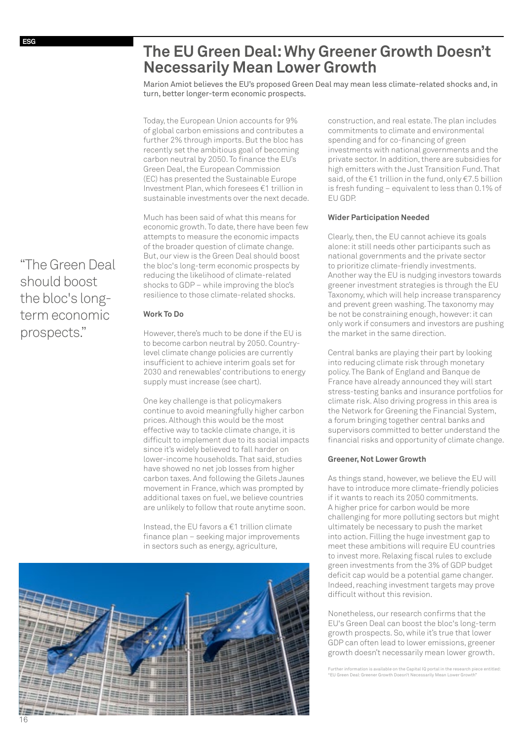ESG

# The EU Green Deal: Why Greener Growth Doesn't Necessarily Mean Lower Growth

Marion Amiot believes the EU's proposed Green Deal may mean less climate-related shocks and, in turn, better longer-term economic prospects.

Today, the European Union accounts for 9% of global carbon emissions and contributes a further 2% through imports. But the bloc has recently set the ambitious goal of becoming carbon neutral by 2050. To finance the EU's Green Deal, the European Commission (EC) has presented the Sustainable Europe Investment Plan, which foresees €1 trillion in sustainable investments over the next decade.

Much has been said of what this means for economic growth. To date, there have been few attempts to measure the economic impacts of the broader question of climate change. But, our view is the Green Deal should boost the bloc's long-term economic prospects by reducing the likelihood of climate-related shocks to GDP – while improving the bloc's resilience to those climate-related shocks.

> "The Green Deal should boost the bloc's long-term economic prospects."

### Work To Do

However, there's much to be done if the EU is to become carbon neutral by 2050. Country-level climate change policies are currently insufficient to achieve interim goals set for 2030 and renewables' contributions to energy supply must increase (see chart).

One key challenge is that policymakers continue to avoid meaningfully higher carbon prices. Although this would be the most effective way to tackle climate change, it is difficult to implement due to its social impacts since it's widely believed to fall harder on lower-income households. That said, studies have showed no net job losses from higher carbon taxes. And following the Gilets Jaunes movement in France, which was prompted by additional taxes on fuel, we believe countries are unlikely to follow that route anytime soon.

Instead, the EU favors a €1 trillion climate finance plan – seeking major improvements in sectors such as energy, agriculture, construction, and real estate. The plan includes commitments to climate and environmental spending and for co-financing of green investments with national governments and the private sector. In addition, there are subsidies for high emitters with the Just Transition Fund. That said, of the €1 trillion in the fund, only €7.5 billion is fresh funding – equivalent to less than 0.1% of EU GDP.

### Wider Participation Needed

Clearly, then, the EU cannot achieve its goals alone: it still needs other participants such as national governments and the private sector to prioritize climate-friendly investments. Another way the EU is nudging investors towards greener investment strategies is through the EU Taxonomy, which will help increase transparency and prevent green washing. The taxonomy may be not be constraining enough, however: it can only work if consumers and investors are pushing the market in the same direction.

Central banks are playing their part by looking into reducing climate risk through monetary policy. The Bank of England and Banque de France have already announced they will start stress-testing banks and insurance portfolios for climate risk. Also driving progress in this area is the Network for Greening the Financial System, a forum bringing together central banks and supervisors committed to better understand the financial risks and opportunity of climate change.

### Greener, Not Lower Growth

As things stand, however, we believe the EU will have to introduce more climate-friendly policies if it wants to reach its 2050 commitments. A higher price for carbon would be more challenging for more polluting sectors but might ultimately be necessary to push the market into action. Filling the huge investment gap to meet these ambitions will require EU countries to invest more. Relaxing fiscal rules to exclude green investments from the 3% of GDP budget deficit cap would be a potential game changer. Indeed, reaching investment targets may prove difficult without this revision.

Nonetheless, our research confirms that the EU's Green Deal can boost the bloc's long-term growth prospects. So, while it's true that lower GDP can often lead to lower emissions, greener growth doesn't necessarily mean lower growth.

Further information is available on the Capital IQ portal in the research piece entitled: "EU Green Deal: Greener Growth Doesn't Necessarily Mean Lower Growth"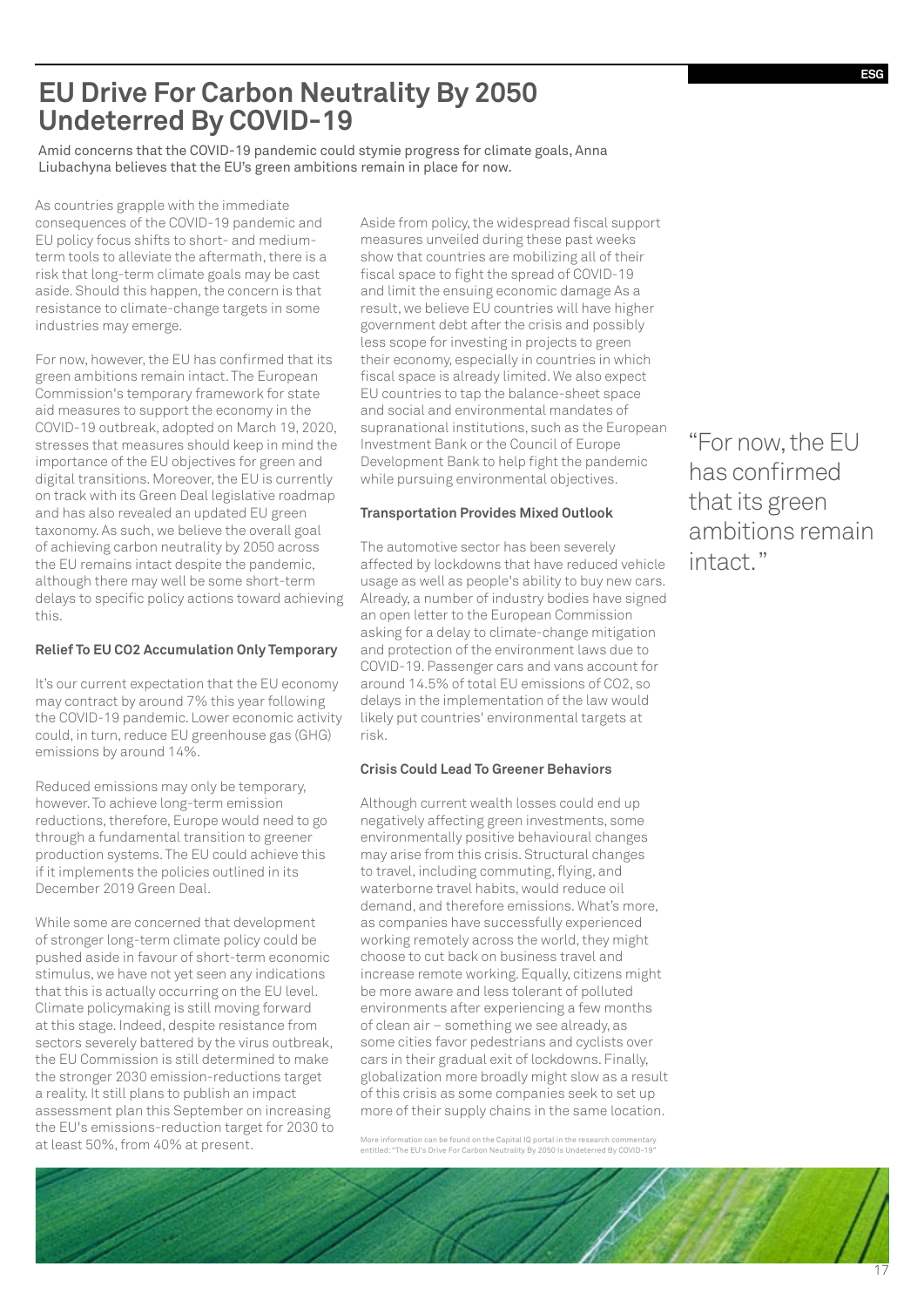# EU Drive For Carbon Neutrality By 2050 Undeterred By COVID-19

Amid concerns that the COVID-19 pandemic could stymie progress for climate goals, Anna Liubachyna believes that the EU's green ambitions remain in place for now.

As countries grapple with the immediate consequences of the COVID-19 pandemic and EU policy focus shifts to short- and medium-term tools to alleviate the aftermath, there is a risk that long-term climate goals may be cast aside. Should this happen, the concern is that resistance to climate-change targets in some industries may emerge.

For now, however, the EU has confirmed that its green ambitions remain intact. The European Commission's temporary framework for state aid measures to support the economy in the COVID-19 outbreak, adopted on March 19, 2020, stresses that measures should keep in mind the importance of the EU objectives for green and digital transitions. Moreover, the EU is currently on track with its Green Deal legislative roadmap and has also revealed an updated EU green taxonomy. As such, we believe the overall goal of achieving carbon neutrality by 2050 across the EU remains intact despite the pandemic, although there may well be some short-term delays to specific policy actions toward achieving this.

**Relief To EU CO2 Accumulation Only Temporary**

It's our current expectation that the EU economy may contract by around 7% this year following the COVID-19 pandemic. Lower economic activity could, in turn, reduce EU greenhouse gas (GHG) emissions by around 14%.

Reduced emissions may only be temporary, however. To achieve long-term emission reductions, therefore, Europe would need to go through a fundamental transition to greener production systems. The EU could achieve this if it implements the policies outlined in its December 2019 Green Deal.

While some are concerned that development of stronger long-term climate policy could be pushed aside in favour of short-term economic stimulus, we have not yet seen any indications that this is actually occurring on the EU level. Climate policymaking is still moving forward at this stage. Indeed, despite resistance from sectors severely battered by the virus outbreak, the EU Commission is still determined to make the stronger 2030 emission-reductions target a reality. It still plans to publish an impact assessment plan this September on increasing the EU's emissions-reduction target for 2030 to at least 50%, from 40% at present.

Aside from policy, the widespread fiscal support measures unveiled during these past weeks show that countries are mobilizing all of their fiscal space to fight the spread of COVID-19 and limit the ensuing economic damage As a result, we believe EU countries will have higher government debt after the crisis and possibly less scope for investing in projects to green their economy, especially in countries in which fiscal space is already limited. We also expect EU countries to tap the balance-sheet space and social and environmental mandates of supranational institutions, such as the European Investment Bank or the Council of Europe Development Bank to help fight the pandemic while pursuing environmental objectives.

**Transportation Provides Mixed Outlook**

The automotive sector has been severely affected by lockdowns that have reduced vehicle usage as well as people's ability to buy new cars. Already, a number of industry bodies have signed an open letter to the European Commission asking for a delay to climate-change mitigation and protection of the environment laws due to COVID-19. Passenger cars and vans account for around 14.5% of total EU emissions of CO2, so delays in the implementation of the law would likely put countries' environmental targets at risk.

**Crisis Could Lead To Greener Behaviors**

Although current wealth losses could end up negatively affecting green investments, some environmentally positive behavioural changes may arise from this crisis. Structural changes to travel, including commuting, flying, and waterborne travel habits, would reduce oil demand, and therefore emissions. What's more, as companies have successfully experienced working remotely across the world, they might choose to cut back on business travel and increase remote working. Equally, citizens might be more aware and less tolerant of polluted environments after experiencing a few months of clean air – something we see already, as some cities favor pedestrians and cyclists over cars in their gradual exit of lockdowns. Finally, globalization more broadly might slow as a result of this crisis as some companies seek to set up more of their supply chains in the same location.

More information can be found on the Capital IQ portal in the research commentary entitled: "The EU's Drive For Carbon Neutrality By 2050 Is Undeterred By COVID-19"

"For now, the EU has confirmed that its green ambitions remain intact."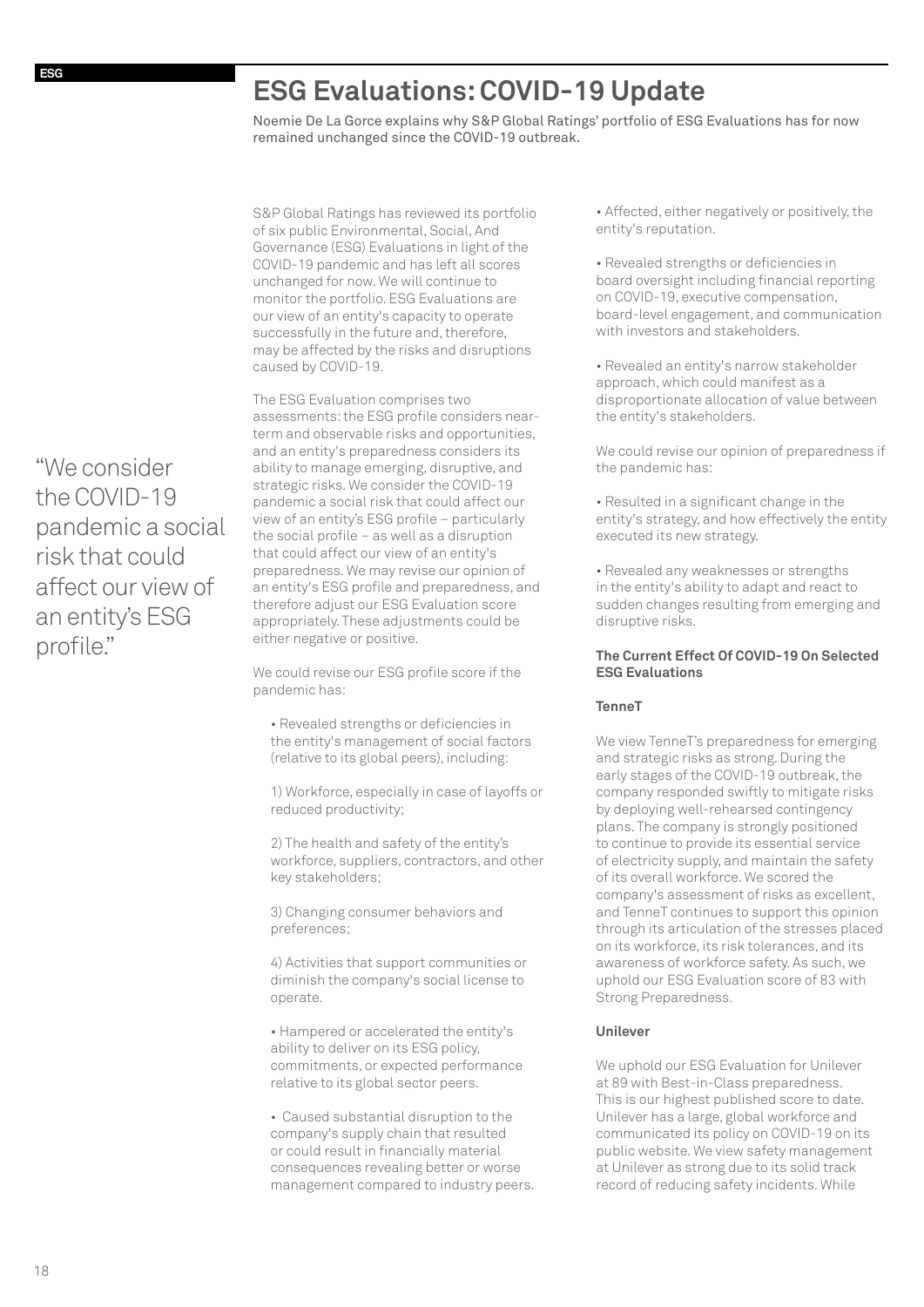# ESG Evaluations: COVID-19 Update

Noemie De La Gorce explains why S&P Global Ratings' portfolio of ESG Evaluations has for now remained unchanged since the COVID-19 outbreak.

S&P Global Ratings has reviewed its portfolio of six public Environmental, Social, And Governance (ESG) Evaluations in light of the COVID-19 pandemic and has left all scores unchanged for now. We will continue to monitor the portfolio. ESG Evaluations are our view of an entity's capacity to operate successfully in the future and, therefore, may be affected by the risks and disruptions caused by COVID-19.

The ESG Evaluation comprises two assessments: the ESG profile considers near-term and observable risks and opportunities, and an entity's preparedness considers its ability to manage emerging, disruptive, and strategic risks. We consider the COVID-19 pandemic a social risk that could affect our view of an entity's ESG profile – particularly the social profile – as well as a disruption that could affect our view of an entity's preparedness. We may revise our opinion of an entity's ESG profile and preparedness, and therefore adjust our ESG Evaluation score appropriately. These adjustments could be either negative or positive.

> "We consider the COVID-19 pandemic a social risk that could affect our view of an entity's ESG profile."

We could revise our ESG profile score if the pandemic has:

- Revealed strengths or deficiencies in the entity's management of social factors (relative to its global peers), including:

  1) Workforce, especially in case of layoffs or reduced productivity;

  2) The health and safety of the entity's workforce, suppliers, contractors, and other key stakeholders;

  3) Changing consumer behaviors and preferences;

  4) Activities that support communities or diminish the company's social license to operate.

- Hampered or accelerated the entity's ability to deliver on its ESG policy, commitments, or expected performance relative to its global sector peers.
- Caused substantial disruption to the company's supply chain that resulted or could result in financially material consequences revealing better or worse management compared to industry peers.
- Affected, either negatively or positively, the entity's reputation.
- Revealed strengths or deficiencies in board oversight including financial reporting on COVID-19, executive compensation, board-level engagement, and communication with investors and stakeholders.
- Revealed an entity's narrow stakeholder approach, which could manifest as a disproportionate allocation of value between the entity's stakeholders.

We could revise our opinion of preparedness if the pandemic has:

- Resulted in a significant change in the entity's strategy, and how effectively the entity executed its new strategy.
- Revealed any weaknesses or strengths in the entity's ability to adapt and react to sudden changes resulting from emerging and disruptive risks.

**The Current Effect Of COVID-19 On Selected ESG Evaluations**

**TenneT**

We view TenneT's preparedness for emerging and strategic risks as strong. During the early stages of the COVID-19 outbreak, the company responded swiftly to mitigate risks by deploying well-rehearsed contingency plans. The company is strongly positioned to continue to provide its essential service of electricity supply, and maintain the safety of its overall workforce. We scored the company's assessment of risks as excellent, and TenneT continues to support this opinion through its articulation of the stresses placed on its workforce, its risk tolerances, and its awareness of workforce safety. As such, we uphold our ESG Evaluation score of 83 with Strong Preparedness.

**Unilever**

We uphold our ESG Evaluation for Unilever at 89 with Best-in-Class preparedness. This is our highest published score to date. Unilever has a large, global workforce and communicated its policy on COVID-19 on its public website. We view safety management at Unilever as strong due to its solid track record of reducing safety incidents. While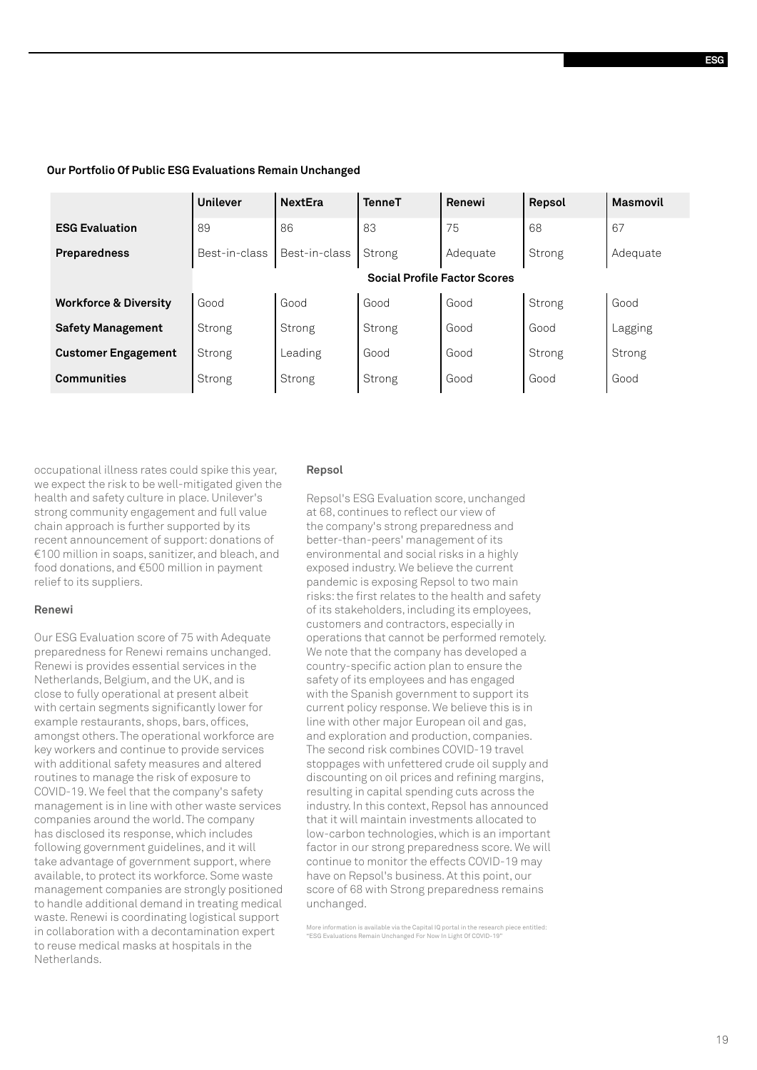**Our Portfolio Of Public ESG Evaluations Remain Unchanged**

| | Unilever | NextEra | TenneT | Renewi | Repsol | Masmovil |
|---|---|---|---|---|---|---|
| **ESG Evaluation** | 89 | 86 | 83 | 75 | 68 | 67 |
| **Preparedness** | Best-in-class | Best-in-class | Strong | Adequate | Strong | Adequate |
| | **Social Profile Factor Scores** | | | | | |
| **Workforce & Diversity** | Good | Good | Good | Good | Strong | Good |
| **Safety Management** | Strong | Strong | Strong | Good | Good | Lagging |
| **Customer Engagement** | Strong | Leading | Good | Good | Strong | Strong |
| **Communities** | Strong | Strong | Strong | Good | Good | Good |

occupational illness rates could spike this year, we expect the risk to be well-mitigated given the health and safety culture in place. Unilever's strong community engagement and full value chain approach is further supported by its recent announcement of support: donations of €100 million in soaps, sanitizer, and bleach, and food donations, and €500 million in payment relief to its suppliers.

**Renewi**

Our ESG Evaluation score of 75 with Adequate preparedness for Renewi remains unchanged. Renewi is provides essential services in the Netherlands, Belgium, and the UK, and is close to fully operational at present albeit with certain segments significantly lower for example restaurants, shops, bars, offices, amongst others. The operational workforce are key workers and continue to provide services with additional safety measures and altered routines to manage the risk of exposure to COVID-19. We feel that the company's safety management is in line with other waste services companies around the world. The company has disclosed its response, which includes following government guidelines, and it will take advantage of government support, where available, to protect its workforce. Some waste management companies are strongly positioned to handle additional demand in treating medical waste. Renewi is coordinating logistical support in collaboration with a decontamination expert to reuse medical masks at hospitals in the Netherlands.

**Repsol**

Repsol's ESG Evaluation score, unchanged at 68, continues to reflect our view of the company's strong preparedness and better-than-peers' management of its environmental and social risks in a highly exposed industry. We believe the current pandemic is exposing Repsol to two main risks: the first relates to the health and safety of its stakeholders, including its employees, customers and contractors, especially in operations that cannot be performed remotely. We note that the company has developed a country-specific action plan to ensure the safety of its employees and has engaged with the Spanish government to support its current policy response. We believe this is in line with other major European oil and gas, and exploration and production, companies. The second risk combines COVID-19 travel stoppages with unfettered crude oil supply and discounting on oil prices and refining margins, resulting in capital spending cuts across the industry. In this context, Repsol has announced that it will maintain investments allocated to low-carbon technologies, which is an important factor in our strong preparedness score. We will continue to monitor the effects COVID-19 may have on Repsol's business. At this point, our score of 68 with Strong preparedness remains unchanged.

More information is available via the Capital IQ portal in the research piece entitled: "ESG Evaluations Remain Unchanged For Now In Light Of COVID-19"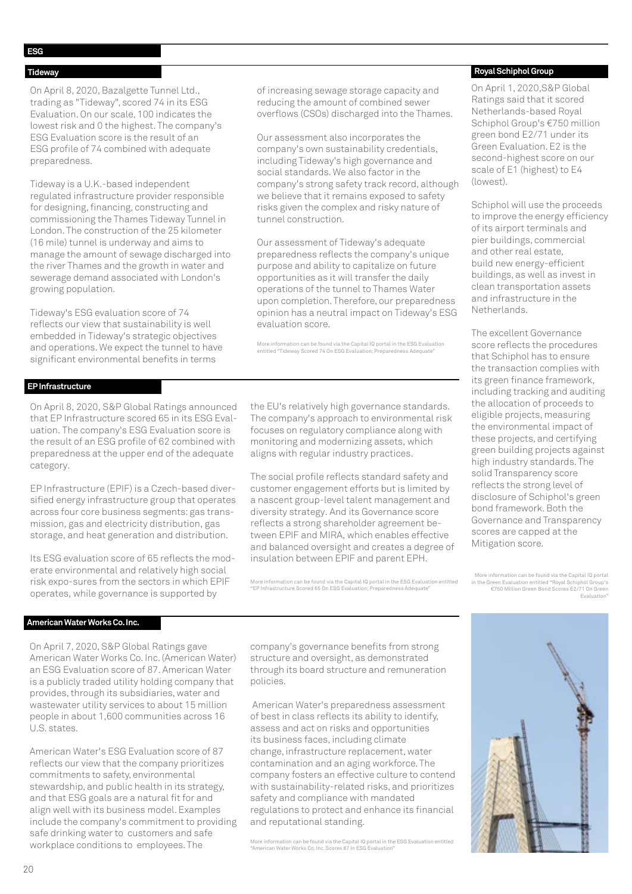## ESG

### Tideway

On April 8, 2020, Bazalgette Tunnel Ltd., trading as "Tideway", scored 74 in its ESG Evaluation. On our scale, 100 indicates the lowest risk and 0 the highest. The company's ESG Evaluation score is the result of an ESG profile of 74 combined with adequate preparedness.

Tideway is a U.K.-based independent regulated infrastructure provider responsible for designing, financing, constructing and commissioning the Thames Tideway Tunnel in London. The construction of the 25 kilometer (16 mile) tunnel is underway and aims to manage the amount of sewage discharged into the river Thames and the growth in water and sewerage demand associated with London's growing population.

Tideway's ESG evaluation score of 74 reflects our view that sustainability is well embedded in Tideway's strategic objectives and operations. We expect the tunnel to have significant environmental benefits in terms of increasing sewage storage capacity and reducing the amount of combined sewer overflows (CSOs) discharged into the Thames.

Our assessment also incorporates the company's own sustainability credentials, including Tideway's high governance and social standards. We also factor in the company's strong safety track record, although we believe that it remains exposed to safety risks given the complex and risky nature of tunnel construction.

Our assessment of Tideway's adequate preparedness reflects the company's unique purpose and ability to capitalize on future opportunities as it will transfer the daily operations of the tunnel to Thames Water upon completion. Therefore, our preparedness opinion has a neutral impact on Tideway's ESG evaluation score.

More information can be found via the Capital IQ portal in the ESG Evaluation entitled "Tideway Scored 74 On ESG Evaluation; Preparedness Adequate"

### EP Infrastructure

On April 8, 2020, S&P Global Ratings announced that EP Infrastructure scored 65 in its ESG Evaluation. The company's ESG Evaluation score is the result of an ESG profile of 62 combined with preparedness at the upper end of the adequate category.

EP Infrastructure (EPIF) is a Czech-based diversified energy infrastructure group that operates across four core business segments: gas transmission, gas and electricity distribution, gas storage, and heat generation and distribution.

Its ESG evaluation score of 65 reflects the moderate environmental and relatively high social risk expo-sures from the sectors in which EPIF operates, while governance is supported by the EU's relatively high governance standards. The company's approach to environmental risk focuses on regulatory compliance along with monitoring and modernizing assets, which aligns with regular industry practices.

The social profile reflects standard safety and customer engagement efforts but is limited by a nascent group-level talent management and diversity strategy. And its Governance score reflects a strong shareholder agreement between EPIF and MIRA, which enables effective and balanced oversight and creates a degree of insulation between EPIF and parent EPH.

More information can be found via the Capital IQ portal in the ESG Evaluation entitled "EP Infrastructure Scored 65 On ESG Evaluation; Preparedness Adequate"

### American Water Works Co. Inc.

On April 7, 2020, S&P Global Ratings gave American Water Works Co. Inc. (American Water) an ESG Evaluation score of 87. American Water is a publicly traded utility holding company that provides, through its subsidiaries, water and wastewater utility services to about 15 million people in about 1,600 communities across 16 U.S. states.

American Water's ESG Evaluation score of 87 reflects our view that the company prioritizes commitments to safety, environmental stewardship, and public health in its strategy, and that ESG goals are a natural fit for and align well with its business model. Examples include the company's commitment to providing safe drinking water to customers and safe workplace conditions to employees. The company's governance benefits from strong structure and oversight, as demonstrated through its board structure and remuneration policies.

American Water's preparedness assessment of best in class reflects its ability to identify, assess and act on risks and opportunities its business faces, including climate change, infrastructure replacement, water contamination and an aging workforce. The company fosters an effective culture to contend with sustainability-related risks, and prioritizes safety and compliance with mandated regulations to protect and enhance its financial and reputational standing.

More information can be found via the Capital IQ portal in the ESG Evaluation entitled "American Water Works Co. Inc. Scores 87 In ESG Evaluation"

### Royal Schiphol Group

On April 1, 2020,S&P Global Ratings said that it scored Netherlands-based Royal Schiphol Group's €750 million green bond E2/71 under its Green Evaluation. E2 is the second-highest score on our scale of E1 (highest) to E4 (lowest).

Schiphol will use the proceeds to improve the energy efficiency of its airport terminals and pier buildings, commercial and other real estate, build new energy-efficient buildings, as well as invest in clean transportation assets and infrastructure in the Netherlands.

The excellent Governance score reflects the procedures that Schiphol has to ensure the transaction complies with its green finance framework, including tracking and auditing the allocation of proceeds to eligible projects, measuring the environmental impact of these projects, and certifying green building projects against high industry standards. The solid Transparency score reflects the strong level of disclosure of Schiphol's green bond framework. Both the Governance and Transparency scores are capped at the Mitigation score.

More information can be found via the Capital IQ portal in the Green Evaluation entitled "Royal Schiphol Group's €750 Million Green Bond Scores E2/71 On Green Evaluation"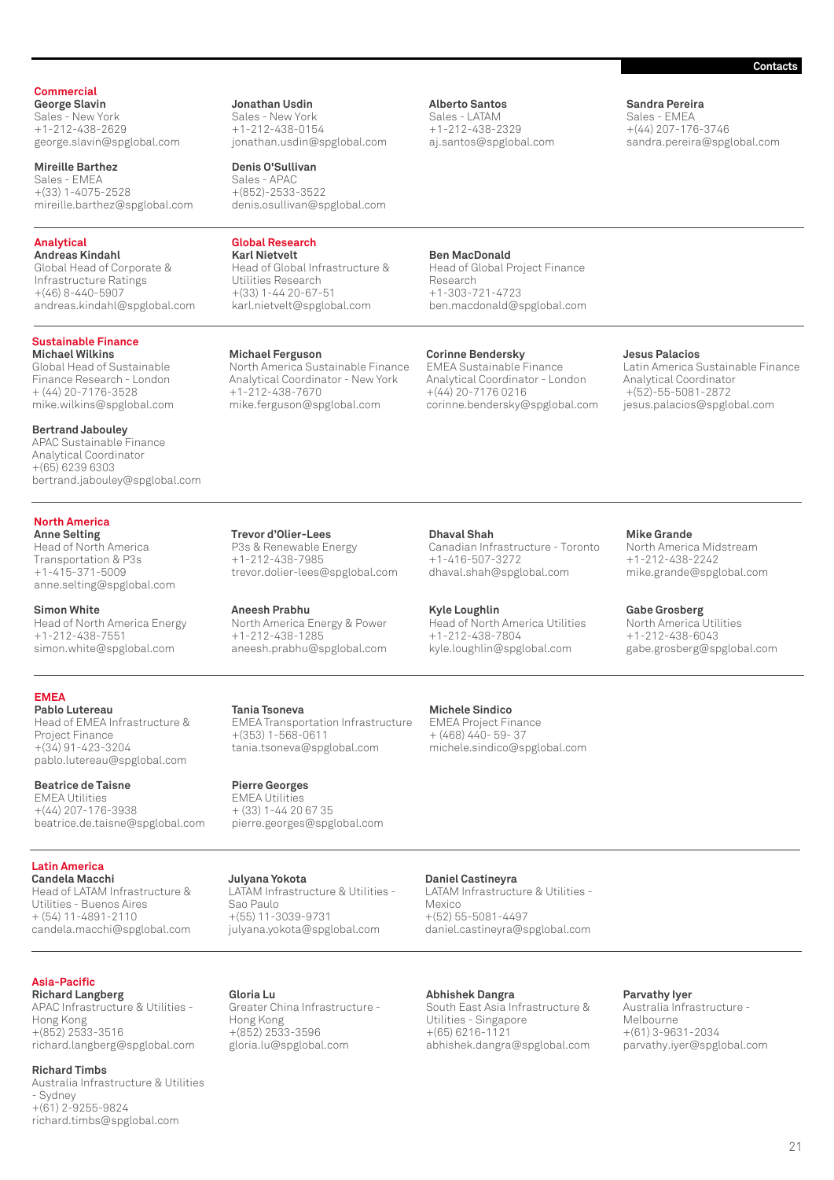## Contacts

### Commercial

**George Slavin**
Sales - New York
+1-212-438-2629
george.slavin@spglobal.com

**Jonathan Usdin**
Sales - New York
+1-212-438-0154
jonathan.usdin@spglobal.com

**Alberto Santos**
Sales - LATAM
+1-212-438-2329
aj.santos@spglobal.com

**Sandra Pereira**
Sales - EMEA
+(44) 207-176-3746
sandra.pereira@spglobal.com

**Mireille Barthez**
Sales - EMEA
+(33) 1-4075-2528
mireille.barthez@spglobal.com

**Denis O'Sullivan**
Sales - APAC
+(852)-2533-3522
denis.osullivan@spglobal.com

### Analytical

**Andreas Kindahl**
Global Head of Corporate & Infrastructure Ratings
+(46) 8-440-5907
andreas.kindahl@spglobal.com

### Global Research

**Karl Nietvelt**
Head of Global Infrastructure & Utilities Research
+(33) 1-44 20-67-51
karl.nietvelt@spglobal.com

**Ben MacDonald**
Head of Global Project Finance Research
+1-303-721-4723
ben.macdonald@spglobal.com

### Sustainable Finance

**Michael Wilkins**
Global Head of Sustainable Finance Research - London
+ (44) 20-7176-3528
mike.wilkins@spglobal.com

**Michael Ferguson**
North America Sustainable Finance Analytical Coordinator - New York
+1-212-438-7670
mike.ferguson@spglobal.com

**Corinne Bendersky**
EMEA Sustainable Finance Analytical Coordinator - London
+(44) 20-7176 0216
corinne.bendersky@spglobal.com

**Jesus Palacios**
Latin America Sustainable Finance Analytical Coordinator
+(52)-55-5081-2872
jesus.palacios@spglobal.com

**Bertrand Jabouley**
APAC Sustainable Finance Analytical Coordinator
+(65) 6239 6303
bertrand.jabouley@spglobal.com

### North America

**Anne Selting**
Head of North America Transportation & P3s
+1-415-371-5009
anne.selting@spglobal.com

**Trevor d'Olier-Lees**
P3s & Renewable Energy
+1-212-438-7985
trevor.dolier-lees@spglobal.com

**Dhaval Shah**
Canadian Infrastructure - Toronto
+1-416-507-3272
dhaval.shah@spglobal.com

**Mike Grande**
North America Midstream
+1-212-438-2242
mike.grande@spglobal.com

**Simon White**
Head of North America Energy
+1-212-438-7551
simon.white@spglobal.com

**Aneesh Prabhu**
North America Energy & Power
+1-212-438-1285
aneesh.prabhu@spglobal.com

**Kyle Loughlin**
Head of North America Utilities
+1-212-438-7804
kyle.loughlin@spglobal.com

**Gabe Grosberg**
North America Utilities
+1-212-438-6043
gabe.grosberg@spglobal.com

### EMEA

**Pablo Lutereau**
Head of EMEA Infrastructure & Project Finance
+(34) 91-423-3204
pablo.lutereau@spglobal.com

**Tania Tsoneva**
EMEA Transportation Infrastructure
+(353) 1-568-0611
tania.tsoneva@spglobal.com

**Michele Sindico**
EMEA Project Finance
+ (468) 440- 59- 37
michele.sindico@spglobal.com

**Beatrice de Taisne**
EMEA Utilities
+(44) 207-176-3938
beatrice.de.taisne@spglobal.com

**Pierre Georges**
EMEA Utilities
+ (33) 1-44 20 67 35
pierre.georges@spglobal.com

### Latin America

**Candela Macchi**
Head of LATAM Infrastructure & Utilities - Buenos Aires
+ (54) 11-4891-2110
candela.macchi@spglobal.com

**Julyana Yokota**
LATAM Infrastructure & Utilities - Sao Paulo
+(55) 11-3039-9731
julyana.yokota@spglobal.com

**Daniel Castineyra**
LATAM Infrastructure & Utilities - Mexico
+(52) 55-5081-4497
daniel.castineyra@spglobal.com

### Asia-Pacific

**Richard Langberg**
APAC Infrastructure & Utilities - Hong Kong
+(852) 2533-3516
richard.langberg@spglobal.com

**Gloria Lu**
Greater China Infrastructure - Hong Kong
+(852) 2533-3596
gloria.lu@spglobal.com

**Abhishek Dangra**
South East Asia Infrastructure & Utilities - Singapore
+(65) 6216-1121
abhishek.dangra@spglobal.com

**Parvathy Iyer**
Australia Infrastructure - Melbourne
+(61) 3-9631-2034
parvathy.iyer@spglobal.com

**Richard Timbs**
Australia Infrastructure & Utilities - Sydney
+(61) 2-9255-9824
richard.timbs@spglobal.com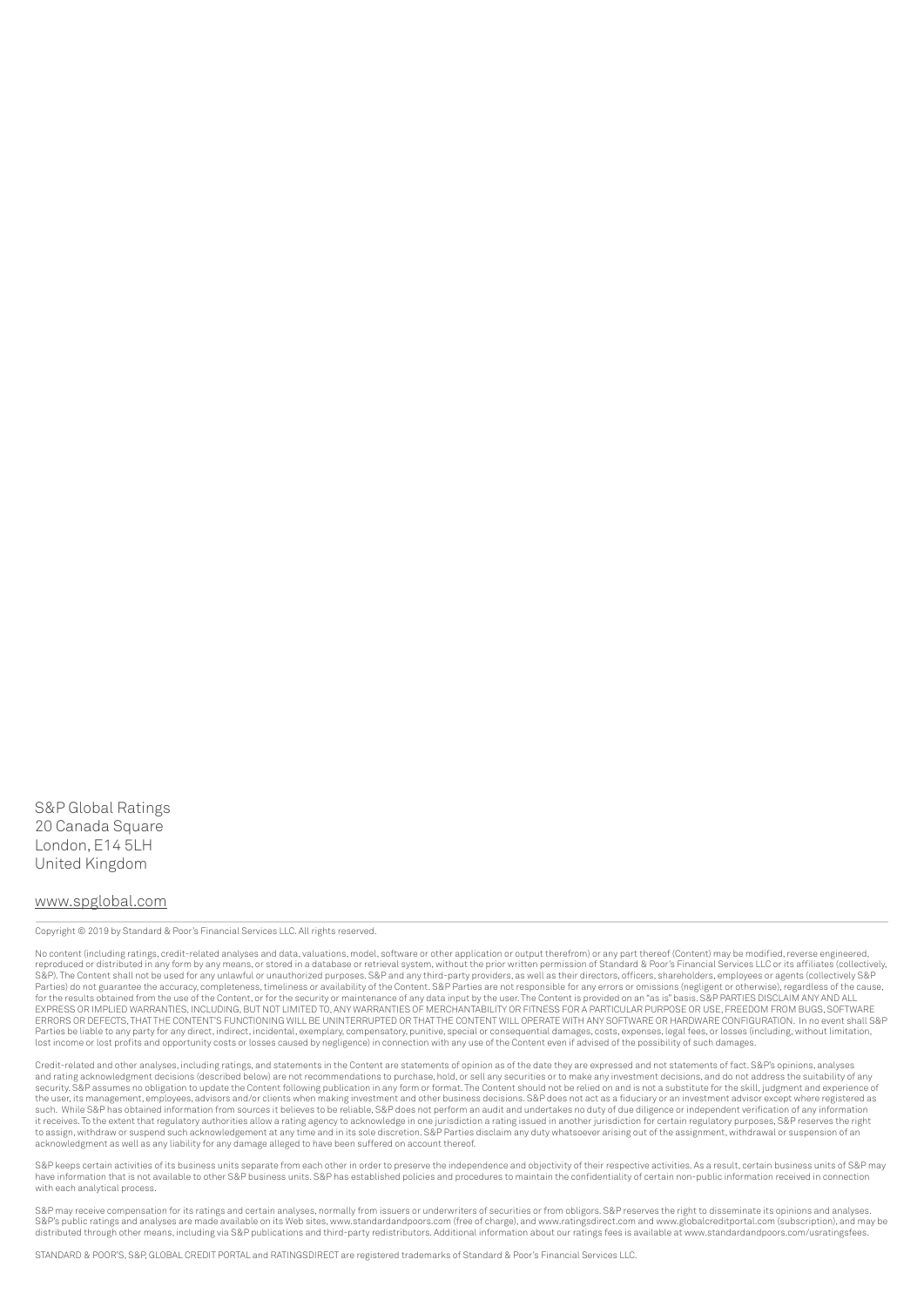S&P Global Ratings
20 Canada Square
London, E14 5LH
United Kingdom

www.spglobal.com

Copyright © 2019 by Standard & Poor's Financial Services LLC. All rights reserved.

No content (including ratings, credit-related analyses and data, valuations, model, software or other application or output therefrom) or any part thereof (Content) may be modified, reverse engineered, reproduced or distributed in any form by any means, or stored in a database or retrieval system, without the prior written permission of Standard & Poor's Financial Services LLC or its affiliates (collectively, S&P). The Content shall not be used for any unlawful or unauthorized purposes. S&P and any third-party providers, as well as their directors, officers, shareholders, employees or agents (collectively S&P Parties) do not guarantee the accuracy, completeness, timeliness or availability of the Content. S&P Parties are not responsible for any errors or omissions (negligent or otherwise), regardless of the cause, for the results obtained from the use of the Content, or for the security or maintenance of any data input by the user. The Content is provided on an "as is" basis. S&P PARTIES DISCLAIM ANY AND ALL EXPRESS OR IMPLIED WARRANTIES, INCLUDING, BUT NOT LIMITED TO, ANY WARRANTIES OF MERCHANTABILITY OR FITNESS FOR A PARTICULAR PURPOSE OR USE, FREEDOM FROM BUGS, SOFTWARE ERRORS OR DEFECTS, THAT THE CONTENT'S FUNCTIONING WILL BE UNINTERRUPTED OR THAT THE CONTENT WILL OPERATE WITH ANY SOFTWARE OR HARDWARE CONFIGURATION. In no event shall S&P Parties be liable to any party for any direct, indirect, incidental, exemplary, compensatory, punitive, special or consequential damages, costs, expenses, legal fees, or losses (including, without limitation, lost income or lost profits and opportunity costs or losses caused by negligence) in connection with any use of the Content even if advised of the possibility of such damages.

Credit-related and other analyses, including ratings, and statements in the Content are statements of opinion as of the date they are expressed and not statements of fact. S&P's opinions, analyses and rating acknowledgment decisions (described below) are not recommendations to purchase, hold, or sell any securities or to make any investment decisions, and do not address the suitability of any security. S&P assumes no obligation to update the Content following publication in any form or format. The Content should not be relied on and is not a substitute for the skill, judgment and experience of the user, its management, employees, advisors and/or clients when making investment and other business decisions. S&P does not act as a fiduciary or an investment advisor except where registered as such. While S&P has obtained information from sources it believes to be reliable, S&P does not perform an audit and undertakes no duty of due diligence or independent verification of any information it receives. To the extent that regulatory authorities allow a rating agency to acknowledge in one jurisdiction a rating issued in another jurisdiction for certain regulatory purposes, S&P reserves the right to assign, withdraw or suspend such acknowledgement at any time and in its sole discretion. S&P Parties disclaim any duty whatsoever arising out of the assignment, withdrawal or suspension of an acknowledgment as well as any liability for any damage alleged to have been suffered on account thereof.

S&P keeps certain activities of its business units separate from each other in order to preserve the independence and objectivity of their respective activities. As a result, certain business units of S&P may have information that is not available to other S&P business units. S&P has established policies and procedures to maintain the confidentiality of certain non-public information received in connection with each analytical process.

S&P may receive compensation for its ratings and certain analyses, normally from issuers or underwriters of securities or from obligors. S&P reserves the right to disseminate its opinions and analyses. S&P's public ratings and analyses are made available on its Web sites, www.standardandpoors.com (free of charge), and www.ratingsdirect.com and www.globalcreditportal.com (subscription), and may be distributed through other means, including via S&P publications and third-party redistributors. Additional information about our ratings fees is available at www.standardandpoors.com/usratingsfees.

STANDARD & POOR'S, S&P, GLOBAL CREDIT PORTAL and RATINGSDIRECT are registered trademarks of Standard & Poor's Financial Services LLC.